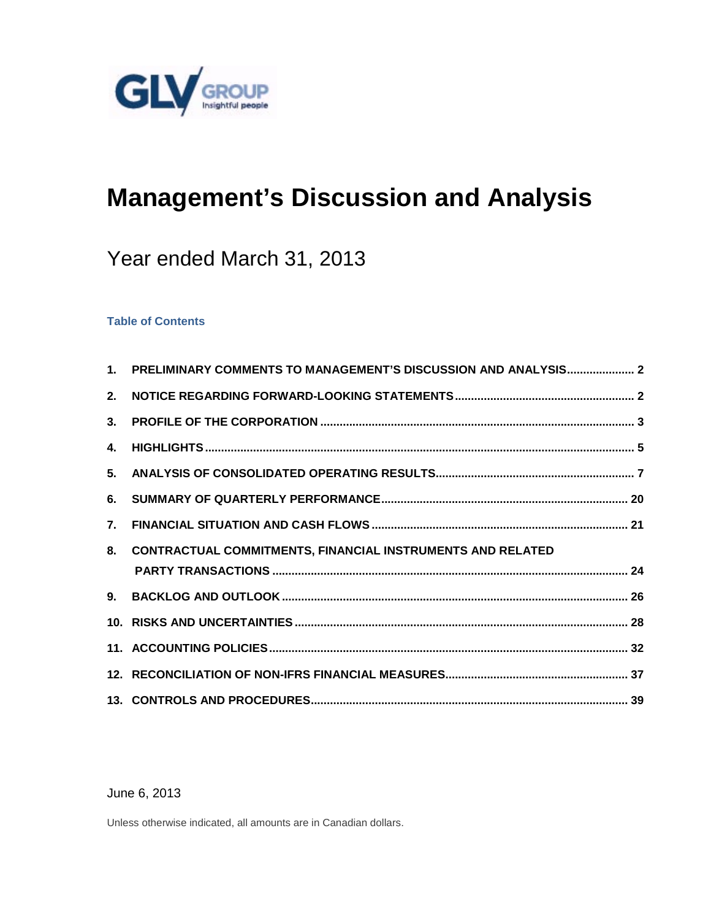GLV GROUP
Insightful people

# Management's Discussion and Analysis

## Year ended March 31, 2013

**Table of Contents**

1. PRELIMINARY COMMENTS TO MANAGEMENT'S DISCUSSION AND ANALYSIS ..... 2
2. NOTICE REGARDING FORWARD-LOOKING STATEMENTS ..... 2
3. PROFILE OF THE CORPORATION ..... 3
4. HIGHLIGHTS ..... 5
5. ANALYSIS OF CONSOLIDATED OPERATING RESULTS ..... 7
6. SUMMARY OF QUARTERLY PERFORMANCE ..... 20
7. FINANCIAL SITUATION AND CASH FLOWS ..... 21
8. CONTRACTUAL COMMITMENTS, FINANCIAL INSTRUMENTS AND RELATED PARTY TRANSACTIONS ..... 24
9. BACKLOG AND OUTLOOK ..... 26
10. RISKS AND UNCERTAINTIES ..... 28
11. ACCOUNTING POLICIES ..... 32
12. RECONCILIATION OF NON-IFRS FINANCIAL MEASURES ..... 37
13. CONTROLS AND PROCEDURES ..... 39

June 6, 2013

Unless otherwise indicated, all amounts are in Canadian dollars.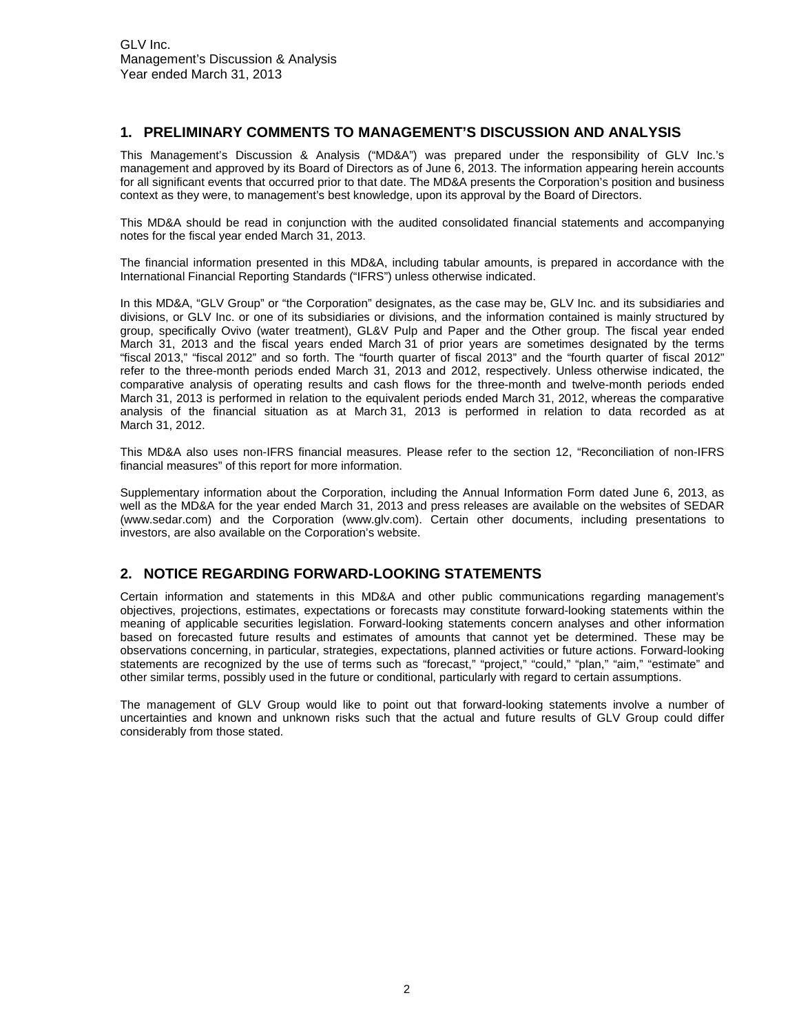## 1. PRELIMINARY COMMENTS TO MANAGEMENT'S DISCUSSION AND ANALYSIS

This Management's Discussion & Analysis ("MD&A") was prepared under the responsibility of GLV Inc.'s management and approved by its Board of Directors as of June 6, 2013. The information appearing herein accounts for all significant events that occurred prior to that date. The MD&A presents the Corporation's position and business context as they were, to management's best knowledge, upon its approval by the Board of Directors.

This MD&A should be read in conjunction with the audited consolidated financial statements and accompanying notes for the fiscal year ended March 31, 2013.

The financial information presented in this MD&A, including tabular amounts, is prepared in accordance with the International Financial Reporting Standards ("IFRS") unless otherwise indicated.

In this MD&A, "GLV Group" or "the Corporation" designates, as the case may be, GLV Inc. and its subsidiaries and divisions, or GLV Inc. or one of its subsidiaries or divisions, and the information contained is mainly structured by group, specifically Ovivo (water treatment), GL&V Pulp and Paper and the Other group. The fiscal year ended March 31, 2013 and the fiscal years ended March 31 of prior years are sometimes designated by the terms "fiscal 2013," "fiscal 2012" and so forth. The "fourth quarter of fiscal 2013" and the "fourth quarter of fiscal 2012" refer to the three-month periods ended March 31, 2013 and 2012, respectively. Unless otherwise indicated, the comparative analysis of operating results and cash flows for the three-month and twelve-month periods ended March 31, 2013 is performed in relation to the equivalent periods ended March 31, 2012, whereas the comparative analysis of the financial situation as at March 31, 2013 is performed in relation to data recorded as at March 31, 2012.

This MD&A also uses non-IFRS financial measures. Please refer to the section 12, "Reconciliation of non-IFRS financial measures" of this report for more information.

Supplementary information about the Corporation, including the Annual Information Form dated June 6, 2013, as well as the MD&A for the year ended March 31, 2013 and press releases are available on the websites of SEDAR (www.sedar.com) and the Corporation (www.glv.com). Certain other documents, including presentations to investors, are also available on the Corporation's website.

## 2. NOTICE REGARDING FORWARD-LOOKING STATEMENTS

Certain information and statements in this MD&A and other public communications regarding management's objectives, projections, estimates, expectations or forecasts may constitute forward-looking statements within the meaning of applicable securities legislation. Forward-looking statements concern analyses and other information based on forecasted future results and estimates of amounts that cannot yet be determined. These may be observations concerning, in particular, strategies, expectations, planned activities or future actions. Forward-looking statements are recognized by the use of terms such as "forecast," "project," "could," "plan," "aim," "estimate" and other similar terms, possibly used in the future or conditional, particularly with regard to certain assumptions.

The management of GLV Group would like to point out that forward-looking statements involve a number of uncertainties and known and unknown risks such that the actual and future results of GLV Group could differ considerably from those stated.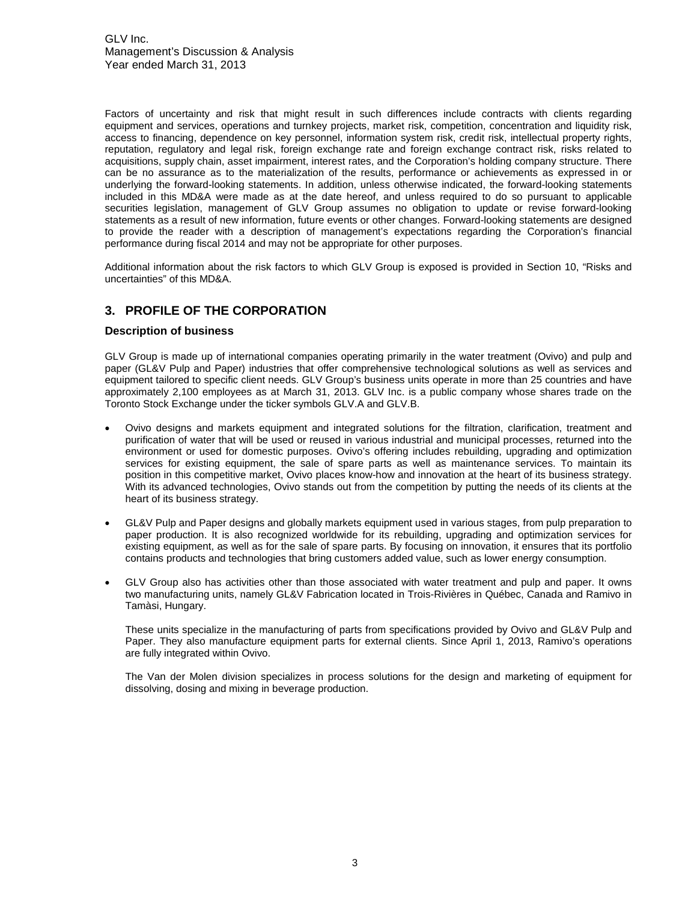Factors of uncertainty and risk that might result in such differences include contracts with clients regarding equipment and services, operations and turnkey projects, market risk, competition, concentration and liquidity risk, access to financing, dependence on key personnel, information system risk, credit risk, intellectual property rights, reputation, regulatory and legal risk, foreign exchange rate and foreign exchange contract risk, risks related to acquisitions, supply chain, asset impairment, interest rates, and the Corporation's holding company structure. There can be no assurance as to the materialization of the results, performance or achievements as expressed in or underlying the forward-looking statements. In addition, unless otherwise indicated, the forward-looking statements included in this MD&A were made as at the date hereof, and unless required to do so pursuant to applicable securities legislation, management of GLV Group assumes no obligation to update or revise forward-looking statements as a result of new information, future events or other changes. Forward-looking statements are designed to provide the reader with a description of management's expectations regarding the Corporation's financial performance during fiscal 2014 and may not be appropriate for other purposes.

Additional information about the risk factors to which GLV Group is exposed is provided in Section 10, "Risks and uncertainties" of this MD&A.

## 3. PROFILE OF THE CORPORATION

### Description of business

GLV Group is made up of international companies operating primarily in the water treatment (Ovivo) and pulp and paper (GL&V Pulp and Paper) industries that offer comprehensive technological solutions as well as services and equipment tailored to specific client needs. GLV Group's business units operate in more than 25 countries and have approximately 2,100 employees as at March 31, 2013. GLV Inc. is a public company whose shares trade on the Toronto Stock Exchange under the ticker symbols GLV.A and GLV.B.

- Ovivo designs and markets equipment and integrated solutions for the filtration, clarification, treatment and purification of water that will be used or reused in various industrial and municipal processes, returned into the environment or used for domestic purposes. Ovivo's offering includes rebuilding, upgrading and optimization services for existing equipment, the sale of spare parts as well as maintenance services. To maintain its position in this competitive market, Ovivo places know-how and innovation at the heart of its business strategy. With its advanced technologies, Ovivo stands out from the competition by putting the needs of its clients at the heart of its business strategy.

- GL&V Pulp and Paper designs and globally markets equipment used in various stages, from pulp preparation to paper production. It is also recognized worldwide for its rebuilding, upgrading and optimization services for existing equipment, as well as for the sale of spare parts. By focusing on innovation, it ensures that its portfolio contains products and technologies that bring customers added value, such as lower energy consumption.

- GLV Group also has activities other than those associated with water treatment and pulp and paper. It owns two manufacturing units, namely GL&V Fabrication located in Trois-Rivières in Québec, Canada and Ramivo in Tamàsi, Hungary.

  These units specialize in the manufacturing of parts from specifications provided by Ovivo and GL&V Pulp and Paper. They also manufacture equipment parts for external clients. Since April 1, 2013, Ramivo's operations are fully integrated within Ovivo.

  The Van der Molen division specializes in process solutions for the design and marketing of equipment for dissolving, dosing and mixing in beverage production.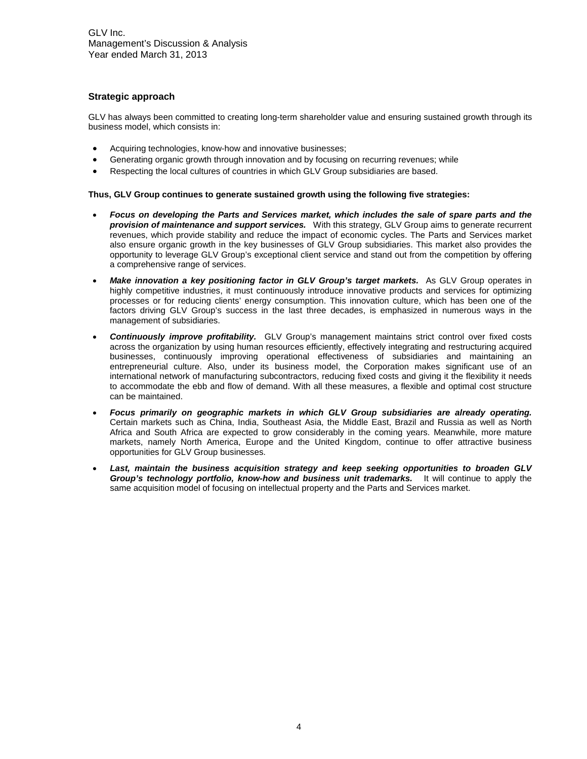## Strategic approach

GLV has always been committed to creating long-term shareholder value and ensuring sustained growth through its business model, which consists in:

- Acquiring technologies, know-how and innovative businesses;
- Generating organic growth through innovation and by focusing on recurring revenues; while
- Respecting the local cultures of countries in which GLV Group subsidiaries are based.

**Thus, GLV Group continues to generate sustained growth using the following five strategies:**

- ***Focus on developing the Parts and Services market, which includes the sale of spare parts and the provision of maintenance and support services.*** With this strategy, GLV Group aims to generate recurrent revenues, which provide stability and reduce the impact of economic cycles. The Parts and Services market also ensure organic growth in the key businesses of GLV Group subsidiaries. This market also provides the opportunity to leverage GLV Group's exceptional client service and stand out from the competition by offering a comprehensive range of services.
- ***Make innovation a key positioning factor in GLV Group's target markets.*** As GLV Group operates in highly competitive industries, it must continuously introduce innovative products and services for optimizing processes or for reducing clients' energy consumption. This innovation culture, which has been one of the factors driving GLV Group's success in the last three decades, is emphasized in numerous ways in the management of subsidiaries.
- ***Continuously improve profitability.*** GLV Group's management maintains strict control over fixed costs across the organization by using human resources efficiently, effectively integrating and restructuring acquired businesses, continuously improving operational effectiveness of subsidiaries and maintaining an entrepreneurial culture. Also, under its business model, the Corporation makes significant use of an international network of manufacturing subcontractors, reducing fixed costs and giving it the flexibility it needs to accommodate the ebb and flow of demand. With all these measures, a flexible and optimal cost structure can be maintained.
- ***Focus primarily on geographic markets in which GLV Group subsidiaries are already operating.*** Certain markets such as China, India, Southeast Asia, the Middle East, Brazil and Russia as well as North Africa and South Africa are expected to grow considerably in the coming years. Meanwhile, more mature markets, namely North America, Europe and the United Kingdom, continue to offer attractive business opportunities for GLV Group businesses.
- ***Last, maintain the business acquisition strategy and keep seeking opportunities to broaden GLV Group's technology portfolio, know-how and business unit trademarks.*** It will continue to apply the same acquisition model of focusing on intellectual property and the Parts and Services market.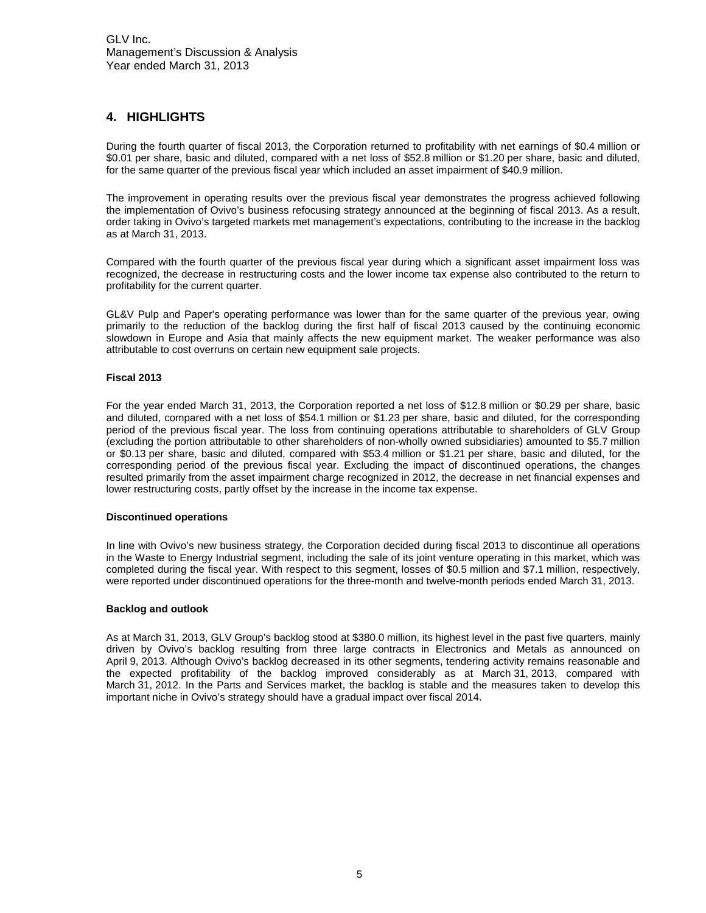## 4. HIGHLIGHTS

During the fourth quarter of fiscal 2013, the Corporation returned to profitability with net earnings of \$0.4 million or \$0.01 per share, basic and diluted, compared with a net loss of \$52.8 million or \$1.20 per share, basic and diluted, for the same quarter of the previous fiscal year which included an asset impairment of \$40.9 million.

The improvement in operating results over the previous fiscal year demonstrates the progress achieved following the implementation of Ovivo's business refocusing strategy announced at the beginning of fiscal 2013. As a result, order taking in Ovivo's targeted markets met management's expectations, contributing to the increase in the backlog as at March 31, 2013.

Compared with the fourth quarter of the previous fiscal year during which a significant asset impairment loss was recognized, the decrease in restructuring costs and the lower income tax expense also contributed to the return to profitability for the current quarter.

GL&V Pulp and Paper's operating performance was lower than for the same quarter of the previous year, owing primarily to the reduction of the backlog during the first half of fiscal 2013 caused by the continuing economic slowdown in Europe and Asia that mainly affects the new equipment market. The weaker performance was also attributable to cost overruns on certain new equipment sale projects.

**Fiscal 2013**

For the year ended March 31, 2013, the Corporation reported a net loss of \$12.8 million or \$0.29 per share, basic and diluted, compared with a net loss of \$54.1 million or \$1.23 per share, basic and diluted, for the corresponding period of the previous fiscal year. The loss from continuing operations attributable to shareholders of GLV Group (excluding the portion attributable to other shareholders of non-wholly owned subsidiaries) amounted to \$5.7 million or \$0.13 per share, basic and diluted, compared with \$53.4 million or \$1.21 per share, basic and diluted, for the corresponding period of the previous fiscal year. Excluding the impact of discontinued operations, the changes resulted primarily from the asset impairment charge recognized in 2012, the decrease in net financial expenses and lower restructuring costs, partly offset by the increase in the income tax expense.

**Discontinued operations**

In line with Ovivo's new business strategy, the Corporation decided during fiscal 2013 to discontinue all operations in the Waste to Energy Industrial segment, including the sale of its joint venture operating in this market, which was completed during the fiscal year. With respect to this segment, losses of \$0.5 million and \$7.1 million, respectively, were reported under discontinued operations for the three-month and twelve-month periods ended March 31, 2013.

**Backlog and outlook**

As at March 31, 2013, GLV Group's backlog stood at \$380.0 million, its highest level in the past five quarters, mainly driven by Ovivo's backlog resulting from three large contracts in Electronics and Metals as announced on April 9, 2013. Although Ovivo's backlog decreased in its other segments, tendering activity remains reasonable and the expected profitability of the backlog improved considerably as at March 31, 2013, compared with March 31, 2012. In the Parts and Services market, the backlog is stable and the measures taken to develop this important niche in Ovivo's strategy should have a gradual impact over fiscal 2014.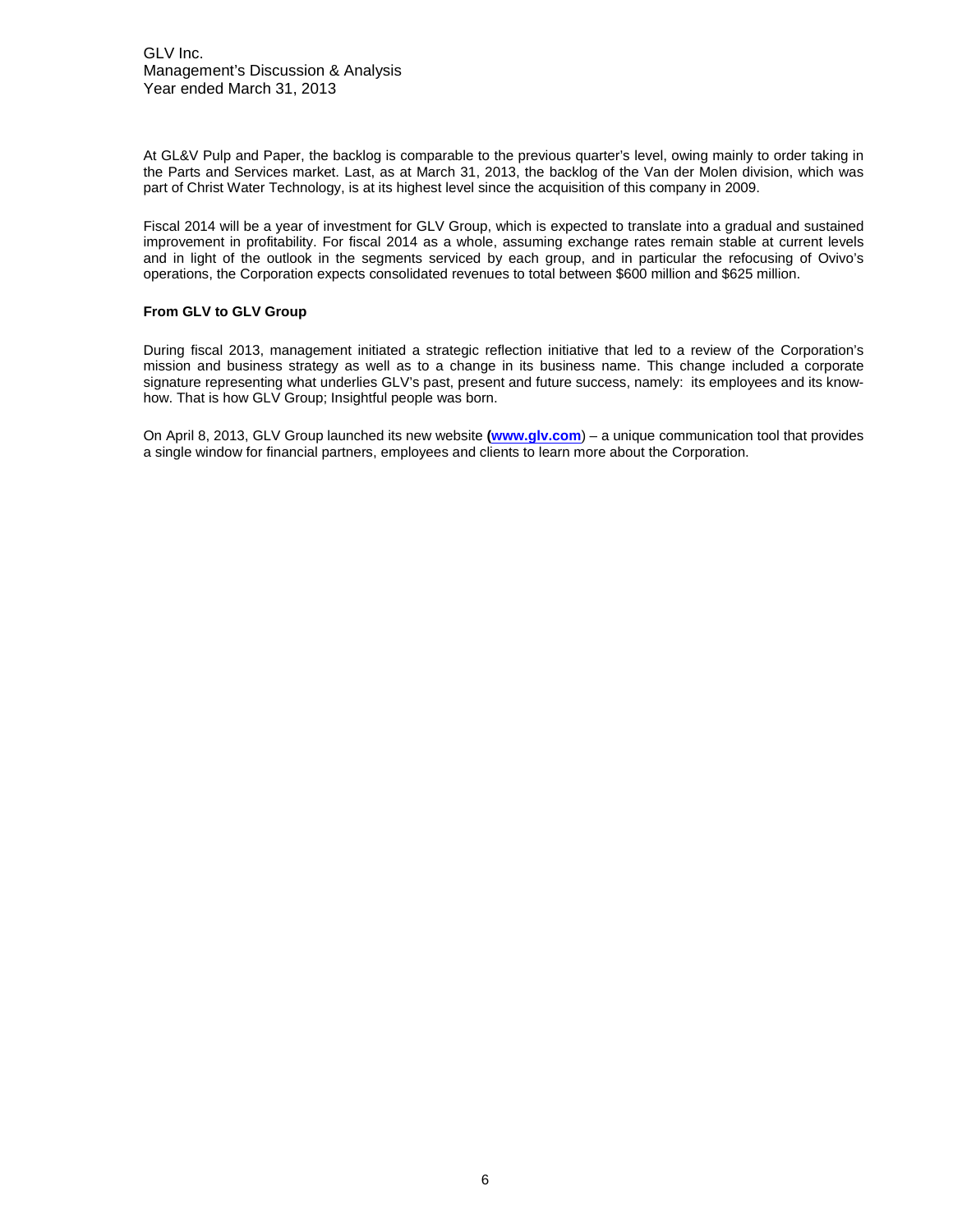At GL&V Pulp and Paper, the backlog is comparable to the previous quarter's level, owing mainly to order taking in the Parts and Services market. Last, as at March 31, 2013, the backlog of the Van der Molen division, which was part of Christ Water Technology, is at its highest level since the acquisition of this company in 2009.

Fiscal 2014 will be a year of investment for GLV Group, which is expected to translate into a gradual and sustained improvement in profitability. For fiscal 2014 as a whole, assuming exchange rates remain stable at current levels and in light of the outlook in the segments serviced by each group, and in particular the refocusing of Ovivo's operations, the Corporation expects consolidated revenues to total between $600 million and $625 million.

**From GLV to GLV Group**

During fiscal 2013, management initiated a strategic reflection initiative that led to a review of the Corporation's mission and business strategy as well as to a change in its business name. This change included a corporate signature representing what underlies GLV's past, present and future success, namely: its employees and its know-how. That is how GLV Group; Insightful people was born.

On April 8, 2013, GLV Group launched its new website **(www.glv.com**) – a unique communication tool that provides a single window for financial partners, employees and clients to learn more about the Corporation.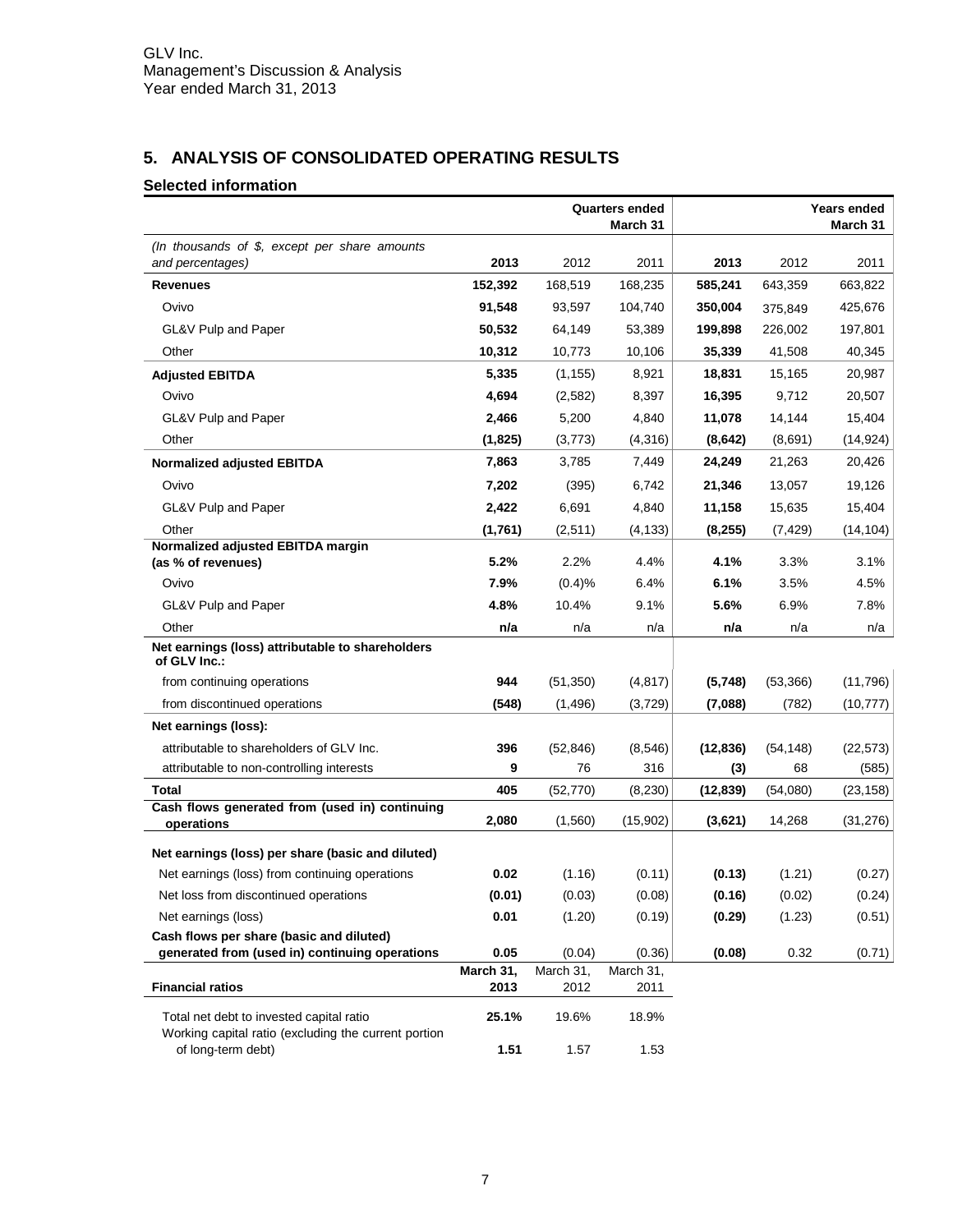## 5. ANALYSIS OF CONSOLIDATED OPERATING RESULTS

### Selected information

| | Quarters ended March 31 | | | Years ended March 31 | | |
|---|---|---|---|---|---|---|
| *(In thousands of $, except per share amounts and percentages)* | **2013** | 2012 | 2011 | **2013** | 2012 | 2011 |
| **Revenues** | **152,392** | 168,519 | 168,235 | **585,241** | 643,359 | 663,822 |
| Ovivo | **91,548** | 93,597 | 104,740 | **350,004** | 375,849 | 425,676 |
| GL&V Pulp and Paper | **50,532** | 64,149 | 53,389 | **199,898** | 226,002 | 197,801 |
| Other | **10,312** | 10,773 | 10,106 | **35,339** | 41,508 | 40,345 |
| **Adjusted EBITDA** | **5,335** | (1,155) | 8,921 | **18,831** | 15,165 | 20,987 |
| Ovivo | **4,694** | (2,582) | 8,397 | **16,395** | 9,712 | 20,507 |
| GL&V Pulp and Paper | **2,466** | 5,200 | 4,840 | **11,078** | 14,144 | 15,404 |
| Other | **(1,825)** | (3,773) | (4,316) | **(8,642)** | (8,691) | (14,924) |
| **Normalized adjusted EBITDA** | **7,863** | 3,785 | 7,449 | **24,249** | 21,263 | 20,426 |
| Ovivo | **7,202** | (395) | 6,742 | **21,346** | 13,057 | 19,126 |
| GL&V Pulp and Paper | **2,422** | 6,691 | 4,840 | **11,158** | 15,635 | 15,404 |
| Other | **(1,761)** | (2,511) | (4,133) | **(8,255)** | (7,429) | (14,104) |
| **Normalized adjusted EBITDA margin (as % of revenues)** | **5.2%** | 2.2% | 4.4% | **4.1%** | 3.3% | 3.1% |
| Ovivo | **7.9%** | (0.4)% | 6.4% | **6.1%** | 3.5% | 4.5% |
| GL&V Pulp and Paper | **4.8%** | 10.4% | 9.1% | **5.6%** | 6.9% | 7.8% |
| Other | **n/a** | n/a | n/a | **n/a** | n/a | n/a |
| **Net earnings (loss) attributable to shareholders of GLV Inc.:** | | | | | | |
| from continuing operations | **944** | (51,350) | (4,817) | **(5,748)** | (53,366) | (11,796) |
| from discontinued operations | **(548)** | (1,496) | (3,729) | **(7,088)** | (782) | (10,777) |
| **Net earnings (loss):** | | | | | | |
| attributable to shareholders of GLV Inc. | **396** | (52,846) | (8,546) | **(12,836)** | (54,148) | (22,573) |
| attributable to non-controlling interests | **9** | 76 | 316 | **(3)** | 68 | (585) |
| **Total** | **405** | (52,770) | (8,230) | **(12,839)** | (54,080) | (23,158) |
| **Cash flows generated from (used in) continuing operations** | **2,080** | (1,560) | (15,902) | **(3,621)** | 14,268 | (31,276) |
| **Net earnings (loss) per share (basic and diluted)** | | | | | | |
| Net earnings (loss) from continuing operations | **0.02** | (1.16) | (0.11) | **(0.13)** | (1.21) | (0.27) |
| Net loss from discontinued operations | **(0.01)** | (0.03) | (0.08) | **(0.16)** | (0.02) | (0.24) |
| Net earnings (loss) | **0.01** | (1.20) | (0.19) | **(0.29)** | (1.23) | (0.51) |
| **Cash flows per share (basic and diluted) generated from (used in) continuing operations** | **0.05** | (0.04) | (0.36) | **(0.08)** | 0.32 | (0.71) |

| **Financial ratios** | **March 31, 2013** | March 31, 2012 | March 31, 2011 |
|---|---|---|---|
| Total net debt to invested capital ratio | **25.1%** | 19.6% | 18.9% |
| Working capital ratio (excluding the current portion of long-term debt) | **1.51** | 1.57 | 1.53 |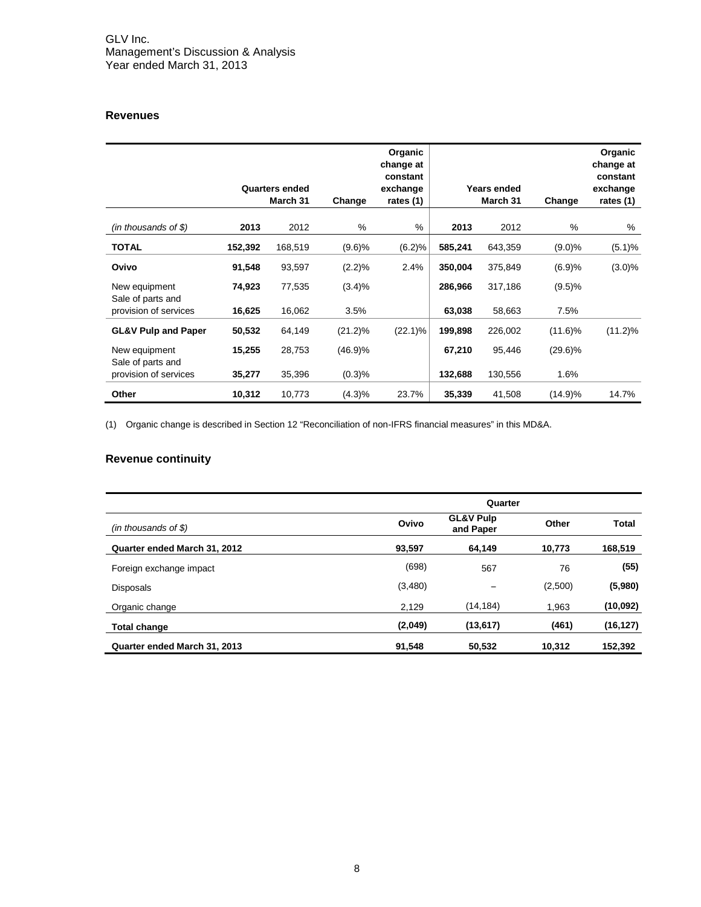## Revenues

| | Quarters ended March 31 | | Change | Organic change at constant exchange rates (1) | Years ended March 31 | | Change | Organic change at constant exchange rates (1) |
|---|---|---|---|---|---|---|---|---|
| *(in thousands of $)* | **2013** | 2012 | % | % | **2013** | 2012 | % | % |
| **TOTAL** | **152,392** | 168,519 | (9.6)% | (6.2)% | **585,241** | 643,359 | (9.0)% | (5.1)% |
| **Ovivo** | **91,548** | 93,597 | (2.2)% | 2.4% | **350,004** | 375,849 | (6.9)% | (3.0)% |
| New equipment | **74,923** | 77,535 | (3.4)% | | **286,966** | 317,186 | (9.5)% | |
| Sale of parts and provision of services | **16,625** | 16,062 | 3.5% | | **63,038** | 58,663 | 7.5% | |
| **GL&V Pulp and Paper** | **50,532** | 64,149 | (21.2)% | (22.1)% | **199,898** | 226,002 | (11.6)% | (11.2)% |
| New equipment | **15,255** | 28,753 | (46.9)% | | **67,210** | 95,446 | (29.6)% | |
| Sale of parts and provision of services | **35,277** | 35,396 | (0.3)% | | **132,688** | 130,556 | 1.6% | |
| **Other** | **10,312** | 10,773 | (4.3)% | 23.7% | **35,339** | 41,508 | (14.9)% | 14.7% |

(1) Organic change is described in Section 12 "Reconciliation of non-IFRS financial measures" in this MD&A.

## Revenue continuity

| | Quarter | | | |
|---|---|---|---|---|
| *(in thousands of $)* | **Ovivo** | **GL&V Pulp and Paper** | **Other** | **Total** |
| **Quarter ended March 31, 2012** | **93,597** | **64,149** | **10,773** | **168,519** |
| Foreign exchange impact | (698) | 567 | 76 | **(55)** |
| Disposals | (3,480) | – | (2,500) | **(5,980)** |
| Organic change | 2,129 | (14,184) | 1,963 | **(10,092)** |
| **Total change** | **(2,049)** | **(13,617)** | **(461)** | **(16,127)** |
| **Quarter ended March 31, 2013** | **91,548** | **50,532** | **10,312** | **152,392** |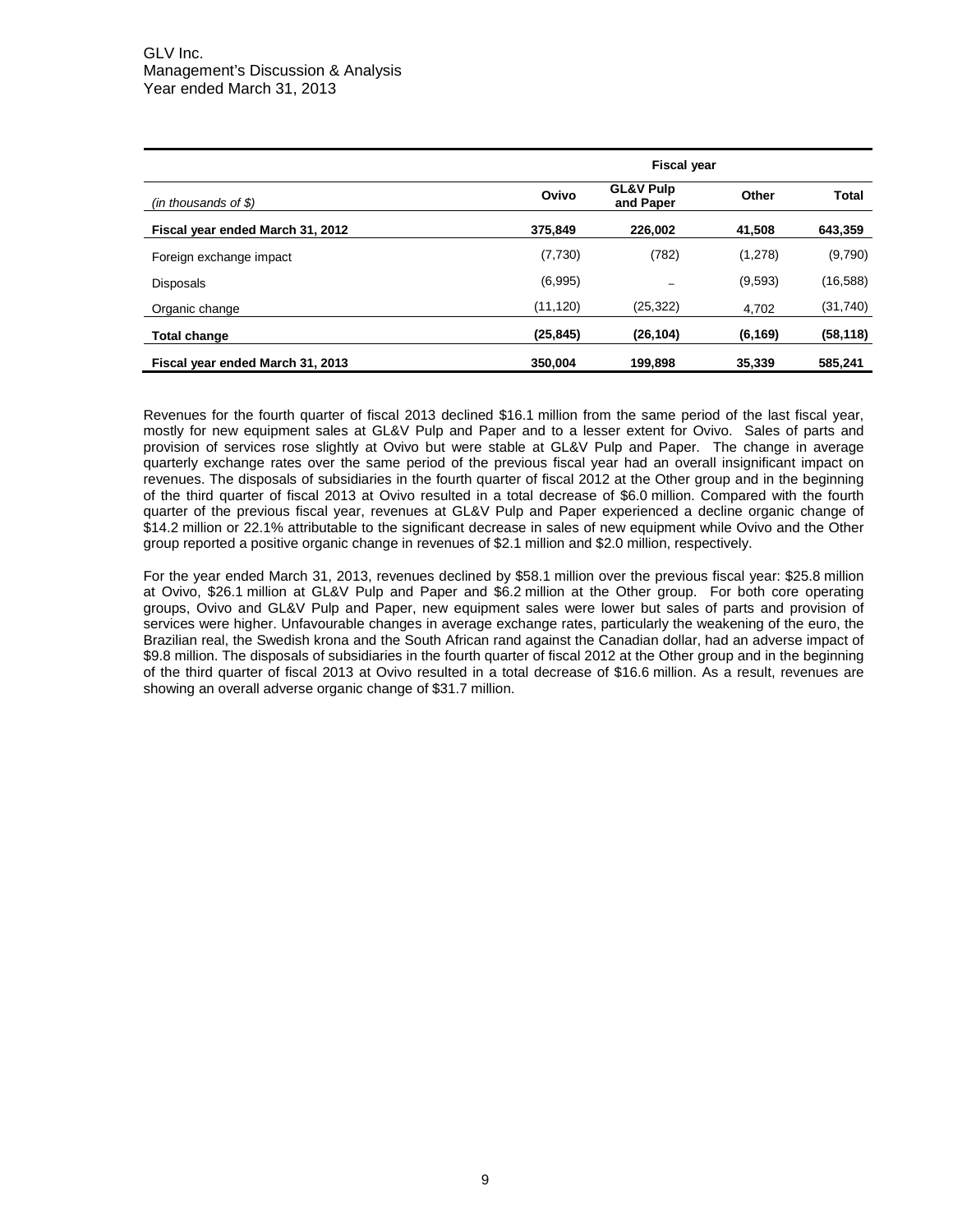| *(in thousands of $)* | Fiscal year | | | |
|---|---|---|---|---|
| | **Ovivo** | **GL&V Pulp and Paper** | **Other** | **Total** |
| **Fiscal year ended March 31, 2012** | **375,849** | **226,002** | **41,508** | **643,359** |
| Foreign exchange impact | (7,730) | (782) | (1,278) | (9,790) |
| Disposals | (6,995) | – | (9,593) | (16,588) |
| Organic change | (11,120) | (25,322) | 4,702 | (31,740) |
| **Total change** | **(25,845)** | **(26,104)** | **(6,169)** | **(58,118)** |
| **Fiscal year ended March 31, 2013** | **350,004** | **199,898** | **35,339** | **585,241** |

Revenues for the fourth quarter of fiscal 2013 declined $16.1 million from the same period of the last fiscal year, mostly for new equipment sales at GL&V Pulp and Paper and to a lesser extent for Ovivo. Sales of parts and provision of services rose slightly at Ovivo but were stable at GL&V Pulp and Paper. The change in average quarterly exchange rates over the same period of the previous fiscal year had an overall insignificant impact on revenues. The disposals of subsidiaries in the fourth quarter of fiscal 2012 at the Other group and in the beginning of the third quarter of fiscal 2013 at Ovivo resulted in a total decrease of $6.0 million. Compared with the fourth quarter of the previous fiscal year, revenues at GL&V Pulp and Paper experienced a decline organic change of $14.2 million or 22.1% attributable to the significant decrease in sales of new equipment while Ovivo and the Other group reported a positive organic change in revenues of $2.1 million and $2.0 million, respectively.

For the year ended March 31, 2013, revenues declined by $58.1 million over the previous fiscal year: $25.8 million at Ovivo, $26.1 million at GL&V Pulp and Paper and $6.2 million at the Other group. For both core operating groups, Ovivo and GL&V Pulp and Paper, new equipment sales were lower but sales of parts and provision of services were higher. Unfavourable changes in average exchange rates, particularly the weakening of the euro, the Brazilian real, the Swedish krona and the South African rand against the Canadian dollar, had an adverse impact of $9.8 million. The disposals of subsidiaries in the fourth quarter of fiscal 2012 at the Other group and in the beginning of the third quarter of fiscal 2013 at Ovivo resulted in a total decrease of $16.6 million. As a result, revenues are showing an overall adverse organic change of $31.7 million.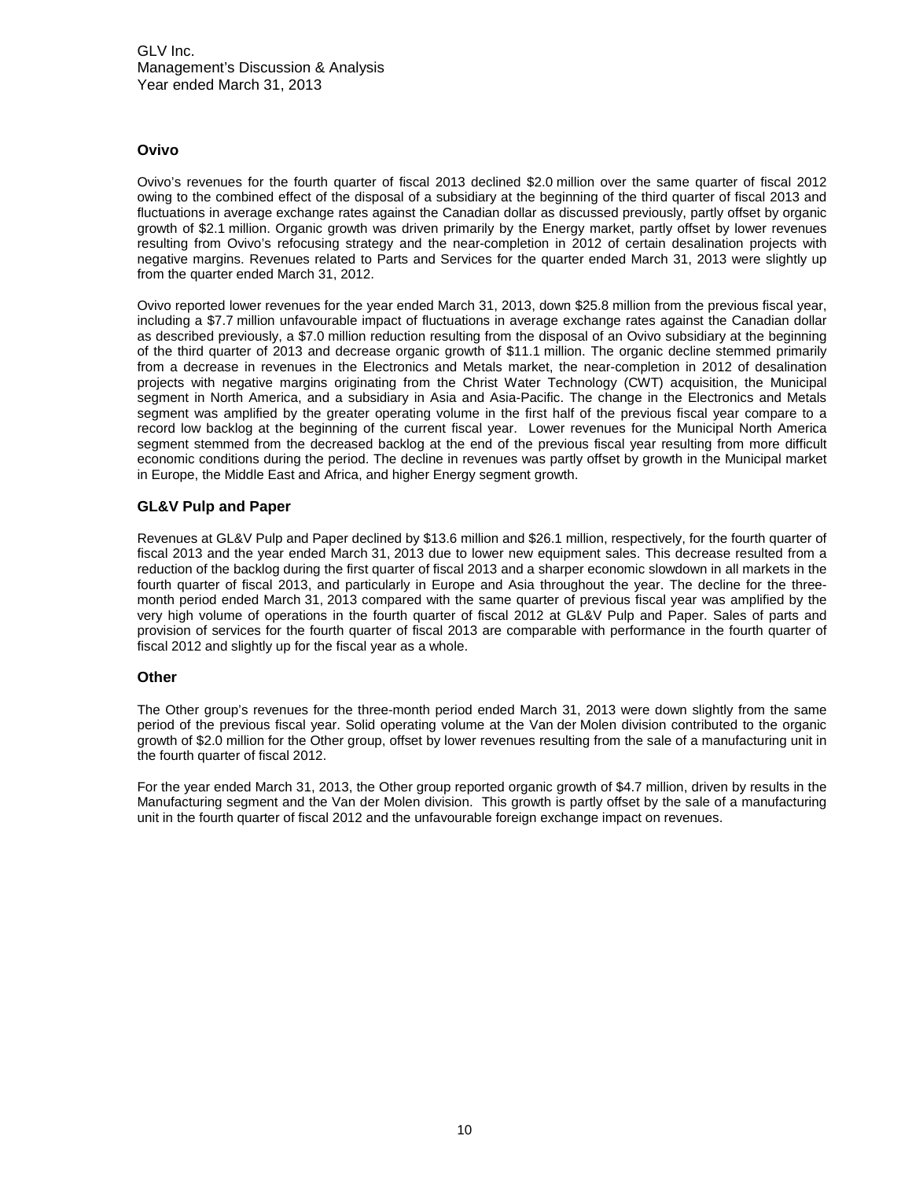## Ovivo

Ovivo's revenues for the fourth quarter of fiscal 2013 declined $2.0 million over the same quarter of fiscal 2012 owing to the combined effect of the disposal of a subsidiary at the beginning of the third quarter of fiscal 2013 and fluctuations in average exchange rates against the Canadian dollar as discussed previously, partly offset by organic growth of $2.1 million. Organic growth was driven primarily by the Energy market, partly offset by lower revenues resulting from Ovivo's refocusing strategy and the near-completion in 2012 of certain desalination projects with negative margins. Revenues related to Parts and Services for the quarter ended March 31, 2013 were slightly up from the quarter ended March 31, 2012.

Ovivo reported lower revenues for the year ended March 31, 2013, down $25.8 million from the previous fiscal year, including a $7.7 million unfavourable impact of fluctuations in average exchange rates against the Canadian dollar as described previously, a $7.0 million reduction resulting from the disposal of an Ovivo subsidiary at the beginning of the third quarter of 2013 and decrease organic growth of $11.1 million. The organic decline stemmed primarily from a decrease in revenues in the Electronics and Metals market, the near-completion in 2012 of desalination projects with negative margins originating from the Christ Water Technology (CWT) acquisition, the Municipal segment in North America, and a subsidiary in Asia and Asia-Pacific. The change in the Electronics and Metals segment was amplified by the greater operating volume in the first half of the previous fiscal year compare to a record low backlog at the beginning of the current fiscal year. Lower revenues for the Municipal North America segment stemmed from the decreased backlog at the end of the previous fiscal year resulting from more difficult economic conditions during the period. The decline in revenues was partly offset by growth in the Municipal market in Europe, the Middle East and Africa, and higher Energy segment growth.

## GL&V Pulp and Paper

Revenues at GL&V Pulp and Paper declined by $13.6 million and $26.1 million, respectively, for the fourth quarter of fiscal 2013 and the year ended March 31, 2013 due to lower new equipment sales. This decrease resulted from a reduction of the backlog during the first quarter of fiscal 2013 and a sharper economic slowdown in all markets in the fourth quarter of fiscal 2013, and particularly in Europe and Asia throughout the year. The decline for the three-month period ended March 31, 2013 compared with the same quarter of previous fiscal year was amplified by the very high volume of operations in the fourth quarter of fiscal 2012 at GL&V Pulp and Paper. Sales of parts and provision of services for the fourth quarter of fiscal 2013 are comparable with performance in the fourth quarter of fiscal 2012 and slightly up for the fiscal year as a whole.

## Other

The Other group's revenues for the three-month period ended March 31, 2013 were down slightly from the same period of the previous fiscal year. Solid operating volume at the Van der Molen division contributed to the organic growth of $2.0 million for the Other group, offset by lower revenues resulting from the sale of a manufacturing unit in the fourth quarter of fiscal 2012.

For the year ended March 31, 2013, the Other group reported organic growth of $4.7 million, driven by results in the Manufacturing segment and the Van der Molen division. This growth is partly offset by the sale of a manufacturing unit in the fourth quarter of fiscal 2012 and the unfavourable foreign exchange impact on revenues.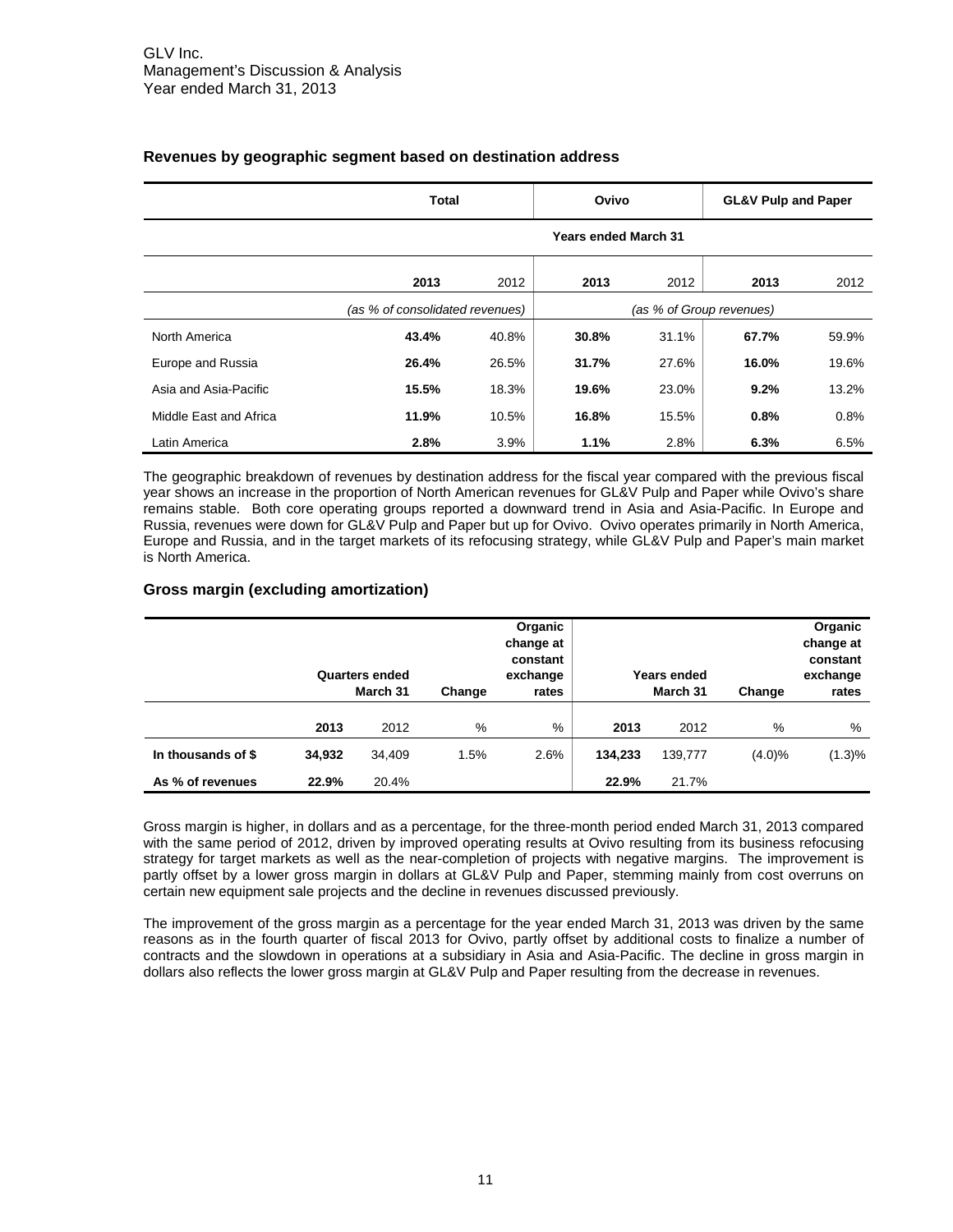### Revenues by geographic segment based on destination address

| | Total | | Ovivo | | GL&V Pulp and Paper | |
|---|---|---|---|---|---|---|
| | Years ended March 31 | | | | | |
| | **2013** | 2012 | **2013** | 2012 | **2013** | 2012 |
| | *(as % of consolidated revenues)* | | *(as % of Group revenues)* | | | |
| North America | **43.4%** | 40.8% | **30.8%** | 31.1% | **67.7%** | 59.9% |
| Europe and Russia | **26.4%** | 26.5% | **31.7%** | 27.6% | **16.0%** | 19.6% |
| Asia and Asia-Pacific | **15.5%** | 18.3% | **19.6%** | 23.0% | **9.2%** | 13.2% |
| Middle East and Africa | **11.9%** | 10.5% | **16.8%** | 15.5% | **0.8%** | 0.8% |
| Latin America | **2.8%** | 3.9% | **1.1%** | 2.8% | **6.3%** | 6.5% |

The geographic breakdown of revenues by destination address for the fiscal year compared with the previous fiscal year shows an increase in the proportion of North American revenues for GL&V Pulp and Paper while Ovivo's share remains stable. Both core operating groups reported a downward trend in Asia and Asia-Pacific. In Europe and Russia, revenues were down for GL&V Pulp and Paper but up for Ovivo. Ovivo operates primarily in North America, Europe and Russia, and in the target markets of its refocusing strategy, while GL&V Pulp and Paper's main market is North America.

### Gross margin (excluding amortization)

| | Quarters ended March 31 | | Change | Organic change at constant exchange rates | Years ended March 31 | | Change | Organic change at constant exchange rates |
|---|---|---|---|---|---|---|---|---|
| | **2013** | 2012 | % | % | **2013** | 2012 | % | % |
| **In thousands of $** | **34,932** | 34,409 | 1.5% | 2.6% | **134,233** | 139,777 | (4.0)% | (1.3)% |
| **As % of revenues** | **22.9%** | 20.4% | | | **22.9%** | 21.7% | | |

Gross margin is higher, in dollars and as a percentage, for the three-month period ended March 31, 2013 compared with the same period of 2012, driven by improved operating results at Ovivo resulting from its business refocusing strategy for target markets as well as the near-completion of projects with negative margins. The improvement is partly offset by a lower gross margin in dollars at GL&V Pulp and Paper, stemming mainly from cost overruns on certain new equipment sale projects and the decline in revenues discussed previously.

The improvement of the gross margin as a percentage for the year ended March 31, 2013 was driven by the same reasons as in the fourth quarter of fiscal 2013 for Ovivo, partly offset by additional costs to finalize a number of contracts and the slowdown in operations at a subsidiary in Asia and Asia-Pacific. The decline in gross margin in dollars also reflects the lower gross margin at GL&V Pulp and Paper resulting from the decrease in revenues.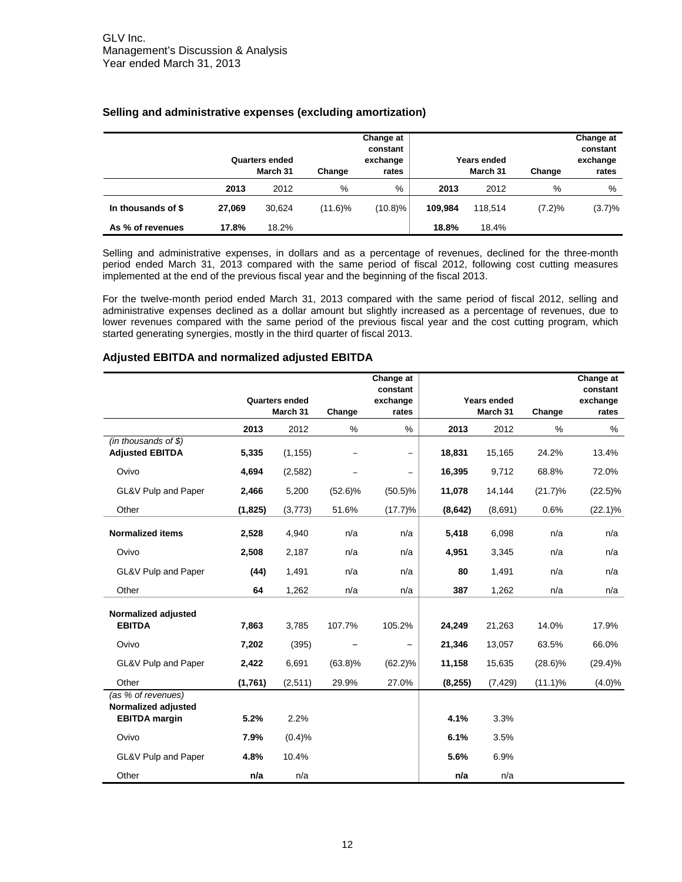## Selling and administrative expenses (excluding amortization)

| | Quarters ended March 31 | | Change | Change at constant exchange rates | Years ended March 31 | | Change | Change at constant exchange rates |
|---|---|---|---|---|---|---|---|---|
| | **2013** | 2012 | % | % | **2013** | 2012 | % | % |
| **In thousands of $** | **27,069** | 30,624 | (11.6)% | (10.8)% | **109,984** | 118,514 | (7.2)% | (3.7)% |
| **As % of revenues** | **17.8%** | 18.2% | | | **18.8%** | 18.4% | | |

Selling and administrative expenses, in dollars and as a percentage of revenues, declined for the three-month period ended March 31, 2013 compared with the same period of fiscal 2012, following cost cutting measures implemented at the end of the previous fiscal year and the beginning of the fiscal 2013.

For the twelve-month period ended March 31, 2013 compared with the same period of fiscal 2012, selling and administrative expenses declined as a dollar amount but slightly increased as a percentage of revenues, due to lower revenues compared with the same period of the previous fiscal year and the cost cutting program, which started generating synergies, mostly in the third quarter of fiscal 2013.

## Adjusted EBITDA and normalized adjusted EBITDA

| | Quarters ended March 31 | | Change | Change at constant exchange rates | Years ended March 31 | | Change | Change at constant exchange rates |
|---|---|---|---|---|---|---|---|---|
| | **2013** | 2012 | % | % | **2013** | 2012 | % | % |
| *(in thousands of $)* | | | | | | | | |
| **Adjusted EBITDA** | **5,335** | (1,155) | – | – | **18,831** | 15,165 | 24.2% | 13.4% |
| Ovivo | **4,694** | (2,582) | – | – | **16,395** | 9,712 | 68.8% | 72.0% |
| GL&V Pulp and Paper | **2,466** | 5,200 | (52.6)% | (50.5)% | **11,078** | 14,144 | (21.7)% | (22.5)% |
| Other | **(1,825)** | (3,773) | 51.6% | (17.7)% | **(8,642)** | (8,691) | 0.6% | (22.1)% |
| **Normalized items** | **2,528** | 4,940 | n/a | n/a | **5,418** | 6,098 | n/a | n/a |
| Ovivo | **2,508** | 2,187 | n/a | n/a | **4,951** | 3,345 | n/a | n/a |
| GL&V Pulp and Paper | **(44)** | 1,491 | n/a | n/a | **80** | 1,491 | n/a | n/a |
| Other | **64** | 1,262 | n/a | n/a | **387** | 1,262 | n/a | n/a |
| **Normalized adjusted EBITDA** | **7,863** | 3,785 | 107.7% | 105.2% | **24,249** | 21,263 | 14.0% | 17.9% |
| Ovivo | **7,202** | (395) | – | – | **21,346** | 13,057 | 63.5% | 66.0% |
| GL&V Pulp and Paper | **2,422** | 6,691 | (63.8)% | (62.2)% | **11,158** | 15,635 | (28.6)% | (29.4)% |
| Other | **(1,761)** | (2,511) | 29.9% | 27.0% | **(8,255)** | (7,429) | (11.1)% | (4.0)% |
| *(as % of revenues)* | | | | | | | | |
| **Normalized adjusted EBITDA margin** | **5.2%** | 2.2% | | | **4.1%** | 3.3% | | |
| Ovivo | **7.9%** | (0.4)% | | | **6.1%** | 3.5% | | |
| GL&V Pulp and Paper | **4.8%** | 10.4% | | | **5.6%** | 6.9% | | |
| Other | **n/a** | n/a | | | **n/a** | n/a | | |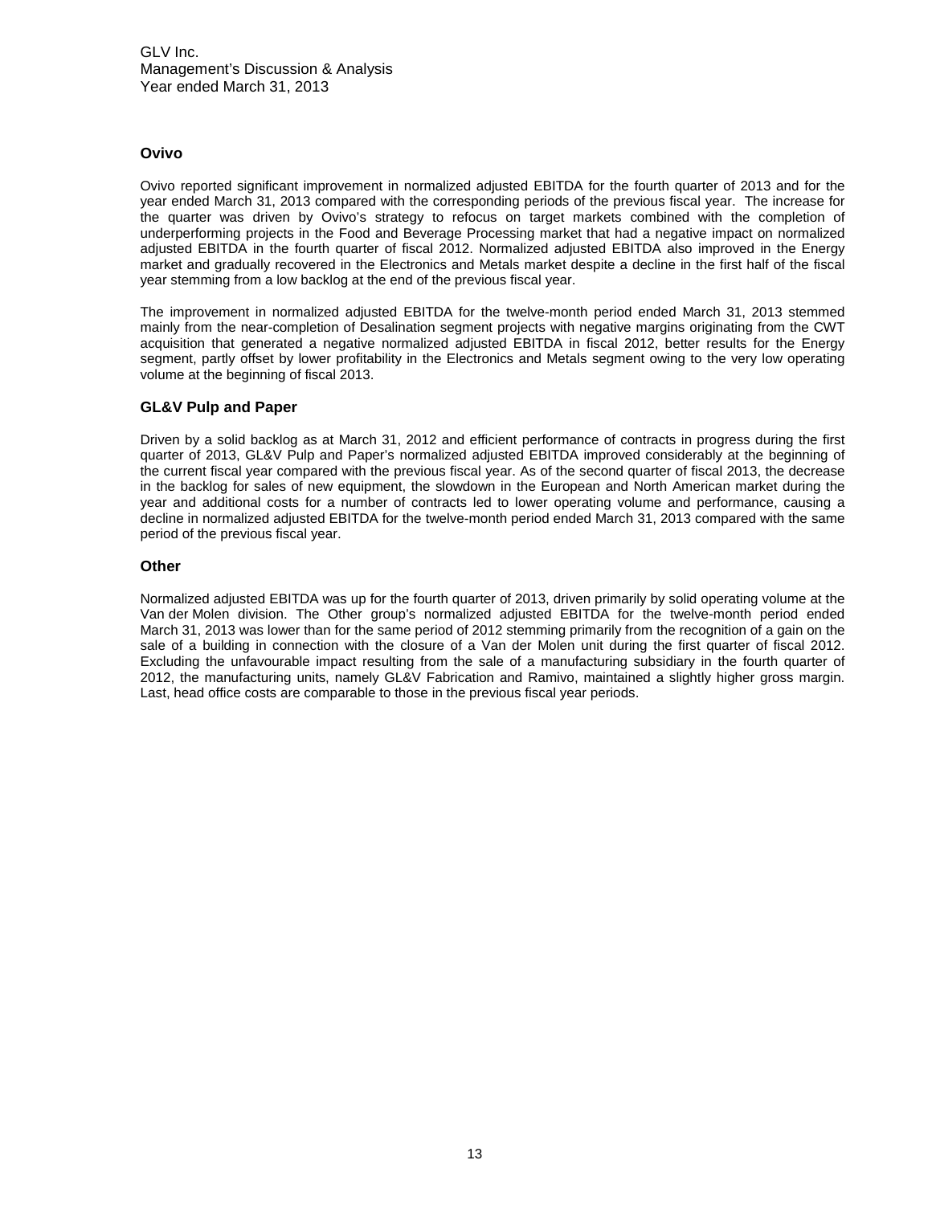## Ovivo

Ovivo reported significant improvement in normalized adjusted EBITDA for the fourth quarter of 2013 and for the year ended March 31, 2013 compared with the corresponding periods of the previous fiscal year. The increase for the quarter was driven by Ovivo's strategy to refocus on target markets combined with the completion of underperforming projects in the Food and Beverage Processing market that had a negative impact on normalized adjusted EBITDA in the fourth quarter of fiscal 2012. Normalized adjusted EBITDA also improved in the Energy market and gradually recovered in the Electronics and Metals market despite a decline in the first half of the fiscal year stemming from a low backlog at the end of the previous fiscal year.

The improvement in normalized adjusted EBITDA for the twelve-month period ended March 31, 2013 stemmed mainly from the near-completion of Desalination segment projects with negative margins originating from the CWT acquisition that generated a negative normalized adjusted EBITDA in fiscal 2012, better results for the Energy segment, partly offset by lower profitability in the Electronics and Metals segment owing to the very low operating volume at the beginning of fiscal 2013.

## GL&V Pulp and Paper

Driven by a solid backlog as at March 31, 2012 and efficient performance of contracts in progress during the first quarter of 2013, GL&V Pulp and Paper's normalized adjusted EBITDA improved considerably at the beginning of the current fiscal year compared with the previous fiscal year. As of the second quarter of fiscal 2013, the decrease in the backlog for sales of new equipment, the slowdown in the European and North American market during the year and additional costs for a number of contracts led to lower operating volume and performance, causing a decline in normalized adjusted EBITDA for the twelve-month period ended March 31, 2013 compared with the same period of the previous fiscal year.

## Other

Normalized adjusted EBITDA was up for the fourth quarter of 2013, driven primarily by solid operating volume at the Van der Molen division. The Other group's normalized adjusted EBITDA for the twelve-month period ended March 31, 2013 was lower than for the same period of 2012 stemming primarily from the recognition of a gain on the sale of a building in connection with the closure of a Van der Molen unit during the first quarter of fiscal 2012. Excluding the unfavourable impact resulting from the sale of a manufacturing subsidiary in the fourth quarter of 2012, the manufacturing units, namely GL&V Fabrication and Ramivo, maintained a slightly higher gross margin. Last, head office costs are comparable to those in the previous fiscal year periods.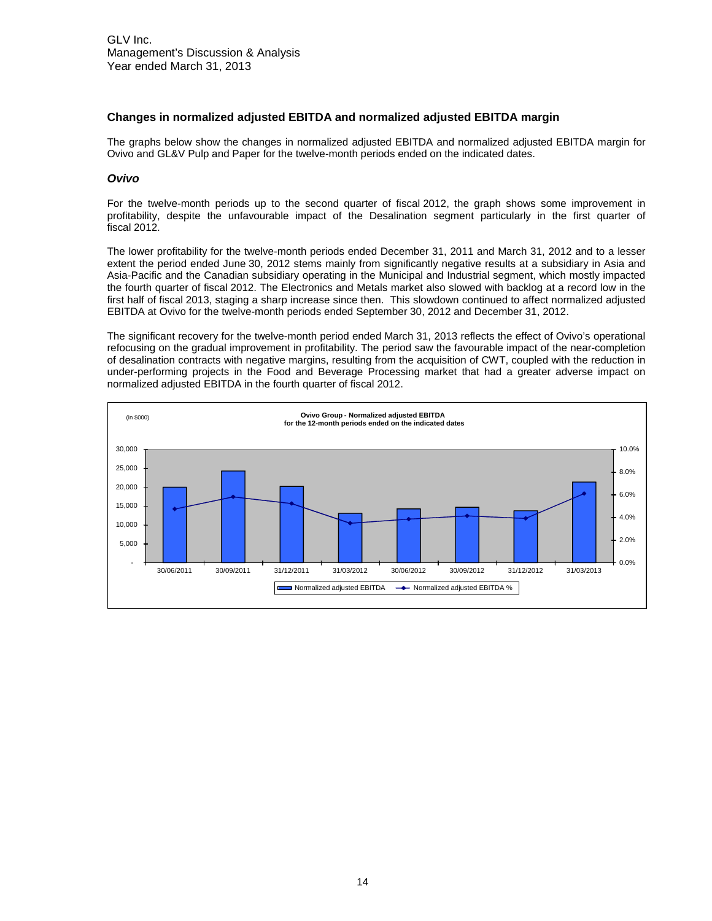## Changes in normalized adjusted EBITDA and normalized adjusted EBITDA margin

The graphs below show the changes in normalized adjusted EBITDA and normalized adjusted EBITDA margin for Ovivo and GL&V Pulp and Paper for the twelve-month periods ended on the indicated dates.

### *Ovivo*

For the twelve-month periods up to the second quarter of fiscal 2012, the graph shows some improvement in profitability, despite the unfavourable impact of the Desalination segment particularly in the first quarter of fiscal 2012.

The lower profitability for the twelve-month periods ended December 31, 2011 and March 31, 2012 and to a lesser extent the period ended June 30, 2012 stems mainly from significantly negative results at a subsidiary in Asia and Asia-Pacific and the Canadian subsidiary operating in the Municipal and Industrial segment, which mostly impacted the fourth quarter of fiscal 2012. The Electronics and Metals market also slowed with backlog at a record low in the first half of fiscal 2013, staging a sharp increase since then. This slowdown continued to affect normalized adjusted EBITDA at Ovivo for the twelve-month periods ended September 30, 2012 and December 31, 2012.

The significant recovery for the twelve-month period ended March 31, 2013 reflects the effect of Ovivo's operational refocusing on the gradual improvement in profitability. The period saw the favourable impact of the near-completion of desalination contracts with negative margins, resulting from the acquisition of CWT, coupled with the reduction in under-performing projects in the Food and Beverage Processing market that had a greater adverse impact on normalized adjusted EBITDA in the fourth quarter of fiscal 2012.

**Ovivo Group - Normalized adjusted EBITDA**
**for the 12-month periods ended on the indicated dates**

(in $000)

| Period ended | Normalized adjusted EBITDA (approx.) | Normalized adjusted EBITDA % (approx.) |
|---|---|---|
| 30/06/2011 | 20,000 | 4.8% |
| 30/09/2011 | 24,300 | 5.8% |
| 31/12/2011 | 20,100 | 5.2% |
| 31/03/2012 | 13,000 | 3.5% |
| 30/06/2012 | 14,200 | 3.9% |
| 30/09/2012 | 14,700 | 4.1% |
| 31/12/2012 | 13,700 | 3.9% |
| 31/03/2013 | 21,300 | 6.1% |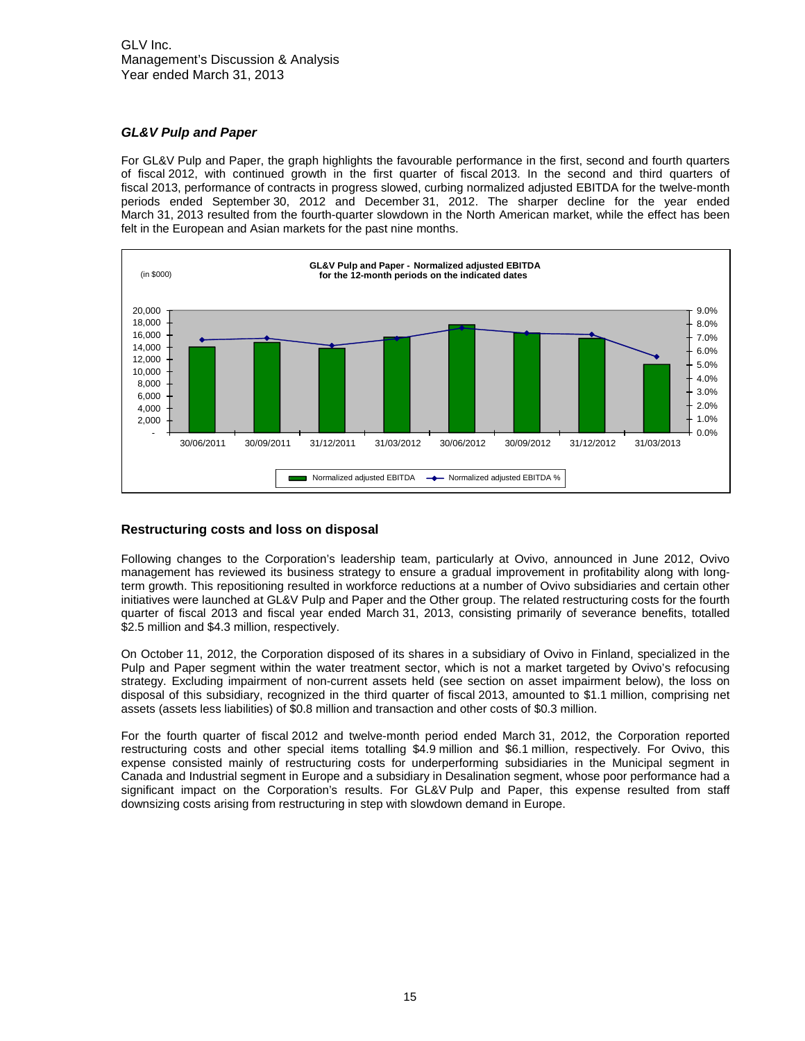### *GL&V Pulp and Paper*

For GL&V Pulp and Paper, the graph highlights the favourable performance in the first, second and fourth quarters of fiscal 2012, with continued growth in the first quarter of fiscal 2013. In the second and third quarters of fiscal 2013, performance of contracts in progress slowed, curbing normalized adjusted EBITDA for the twelve-month periods ended September 30, 2012 and December 31, 2012. The sharper decline for the year ended March 31, 2013 resulted from the fourth-quarter slowdown in the North American market, while the effect has been felt in the European and Asian markets for the past nine months.

**GL&V Pulp and Paper - Normalized adjusted EBITDA for the 12-month periods on the indicated dates**

(in $000)

Legend: Normalized adjusted EBITDA; Normalized adjusted EBITDA %

Periods: 30/06/2011, 30/09/2011, 31/12/2011, 31/03/2012, 30/06/2012, 30/09/2012, 31/12/2012, 31/03/2013

## Restructuring costs and loss on disposal

Following changes to the Corporation's leadership team, particularly at Ovivo, announced in June 2012, Ovivo management has reviewed its business strategy to ensure a gradual improvement in profitability along with long-term growth. This repositioning resulted in workforce reductions at a number of Ovivo subsidiaries and certain other initiatives were launched at GL&V Pulp and Paper and the Other group. The related restructuring costs for the fourth quarter of fiscal 2013 and fiscal year ended March 31, 2013, consisting primarily of severance benefits, totalled $2.5 million and $4.3 million, respectively.

On October 11, 2012, the Corporation disposed of its shares in a subsidiary of Ovivo in Finland, specialized in the Pulp and Paper segment within the water treatment sector, which is not a market targeted by Ovivo's refocusing strategy. Excluding impairment of non-current assets held (see section on asset impairment below), the loss on disposal of this subsidiary, recognized in the third quarter of fiscal 2013, amounted to $1.1 million, comprising net assets (assets less liabilities) of $0.8 million and transaction and other costs of $0.3 million.

For the fourth quarter of fiscal 2012 and twelve-month period ended March 31, 2012, the Corporation reported restructuring costs and other special items totalling $4.9 million and $6.1 million, respectively. For Ovivo, this expense consisted mainly of restructuring costs for underperforming subsidiaries in the Municipal segment in Canada and Industrial segment in Europe and a subsidiary in Desalination segment, whose poor performance had a significant impact on the Corporation's results. For GL&V Pulp and Paper, this expense resulted from staff downsizing costs arising from restructuring in step with slowdown demand in Europe.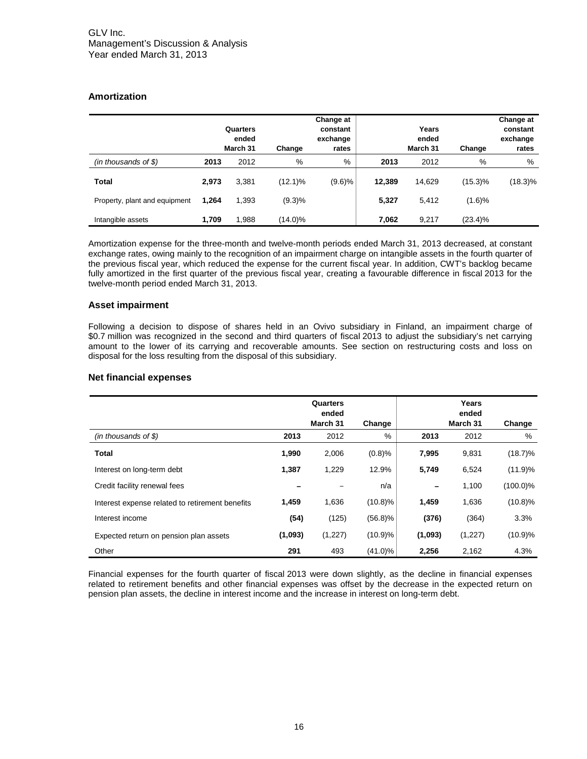## Amortization

| | Quarters ended March 31 | | Change | Change at constant exchange rates | Years ended March 31 | | Change | Change at constant exchange rates |
|---|---|---|---|---|---|---|---|---|
| *(in thousands of $)* | **2013** | 2012 | % | % | **2013** | 2012 | % | % |
| **Total** | **2,973** | 3,381 | (12.1)% | (9.6)% | **12,389** | 14,629 | (15.3)% | (18.3)% |
| Property, plant and equipment | **1,264** | 1,393 | (9.3)% | | **5,327** | 5,412 | (1.6)% | |
| Intangible assets | **1,709** | 1,988 | (14.0)% | | **7,062** | 9,217 | (23.4)% | |

Amortization expense for the three-month and twelve-month periods ended March 31, 2013 decreased, at constant exchange rates, owing mainly to the recognition of an impairment charge on intangible assets in the fourth quarter of the previous fiscal year, which reduced the expense for the current fiscal year. In addition, CWT's backlog became fully amortized in the first quarter of the previous fiscal year, creating a favourable difference in fiscal 2013 for the twelve-month period ended March 31, 2013.

## Asset impairment

Following a decision to dispose of shares held in an Ovivo subsidiary in Finland, an impairment charge of $0.7 million was recognized in the second and third quarters of fiscal 2013 to adjust the subsidiary's net carrying amount to the lower of its carrying and recoverable amounts. See section on restructuring costs and loss on disposal for the loss resulting from the disposal of this subsidiary.

## Net financial expenses

| | Quarters ended March 31 | | Change | Years ended March 31 | | Change |
|---|---|---|---|---|---|---|
| *(in thousands of $)* | **2013** | 2012 | % | **2013** | 2012 | % |
| **Total** | **1,990** | 2,006 | (0.8)% | **7,995** | 9,831 | (18.7)% |
| Interest on long-term debt | **1,387** | 1,229 | 12.9% | **5,749** | 6,524 | (11.9)% |
| Credit facility renewal fees | **–** | – | n/a | **–** | 1,100 | (100.0)% |
| Interest expense related to retirement benefits | **1,459** | 1,636 | (10.8)% | **1,459** | 1,636 | (10.8)% |
| Interest income | **(54)** | (125) | (56.8)% | **(376)** | (364) | 3.3% |
| Expected return on pension plan assets | **(1,093)** | (1,227) | (10.9)% | **(1,093)** | (1,227) | (10.9)% |
| Other | **291** | 493 | (41.0)% | **2,256** | 2,162 | 4.3% |

Financial expenses for the fourth quarter of fiscal 2013 were down slightly, as the decline in financial expenses related to retirement benefits and other financial expenses was offset by the decrease in the expected return on pension plan assets, the decline in interest income and the increase in interest on long-term debt.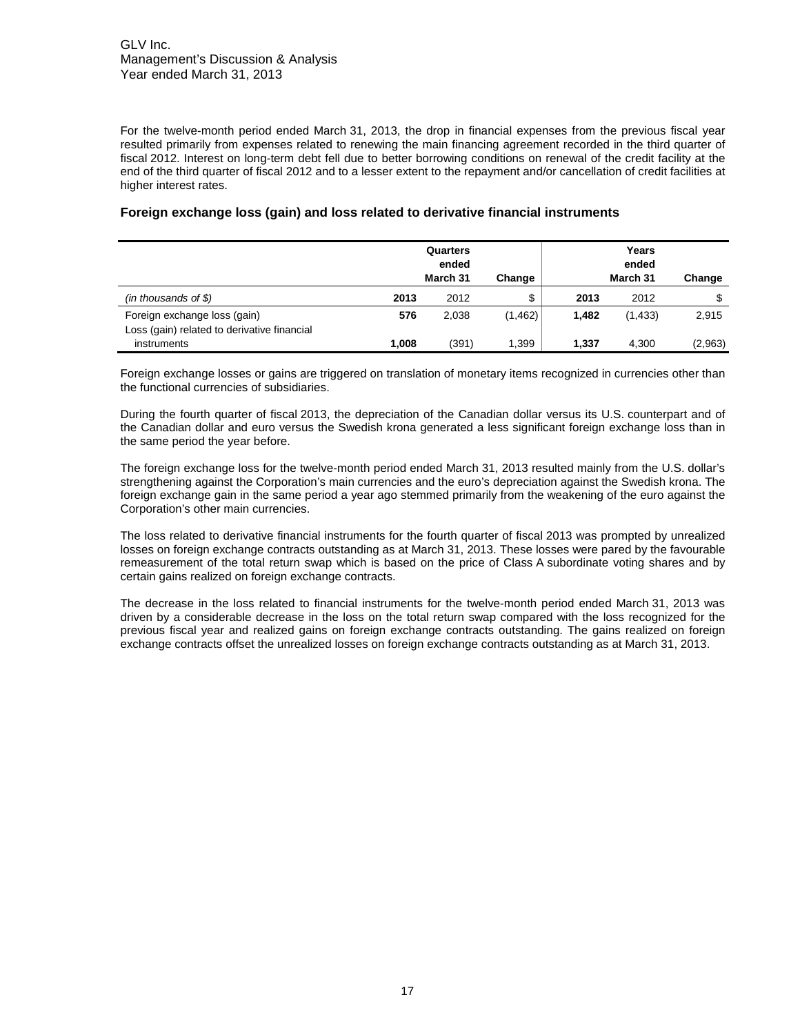For the twelve-month period ended March 31, 2013, the drop in financial expenses from the previous fiscal year resulted primarily from expenses related to renewing the main financing agreement recorded in the third quarter of fiscal 2012. Interest on long-term debt fell due to better borrowing conditions on renewal of the credit facility at the end of the third quarter of fiscal 2012 and to a lesser extent to the repayment and/or cancellation of credit facilities at higher interest rates.

### Foreign exchange loss (gain) and loss related to derivative financial instruments

| | Quarters ended March 31 | | Change | Years ended March 31 | | Change |
|---|---|---|---|---|---|---|
| *(in thousands of $)* | **2013** | 2012 | $ | **2013** | 2012 | $ |
| Foreign exchange loss (gain) | **576** | 2,038 | (1,462) | **1,482** | (1,433) | 2,915 |
| Loss (gain) related to derivative financial instruments | **1,008** | (391) | 1,399 | **1,337** | 4,300 | (2,963) |

Foreign exchange losses or gains are triggered on translation of monetary items recognized in currencies other than the functional currencies of subsidiaries.

During the fourth quarter of fiscal 2013, the depreciation of the Canadian dollar versus its U.S. counterpart and of the Canadian dollar and euro versus the Swedish krona generated a less significant foreign exchange loss than in the same period the year before.

The foreign exchange loss for the twelve-month period ended March 31, 2013 resulted mainly from the U.S. dollar's strengthening against the Corporation's main currencies and the euro's depreciation against the Swedish krona. The foreign exchange gain in the same period a year ago stemmed primarily from the weakening of the euro against the Corporation's other main currencies.

The loss related to derivative financial instruments for the fourth quarter of fiscal 2013 was prompted by unrealized losses on foreign exchange contracts outstanding as at March 31, 2013. These losses were pared by the favourable remeasurement of the total return swap which is based on the price of Class A subordinate voting shares and by certain gains realized on foreign exchange contracts.

The decrease in the loss related to financial instruments for the twelve-month period ended March 31, 2013 was driven by a considerable decrease in the loss on the total return swap compared with the loss recognized for the previous fiscal year and realized gains on foreign exchange contracts outstanding. The gains realized on foreign exchange contracts offset the unrealized losses on foreign exchange contracts outstanding as at March 31, 2013.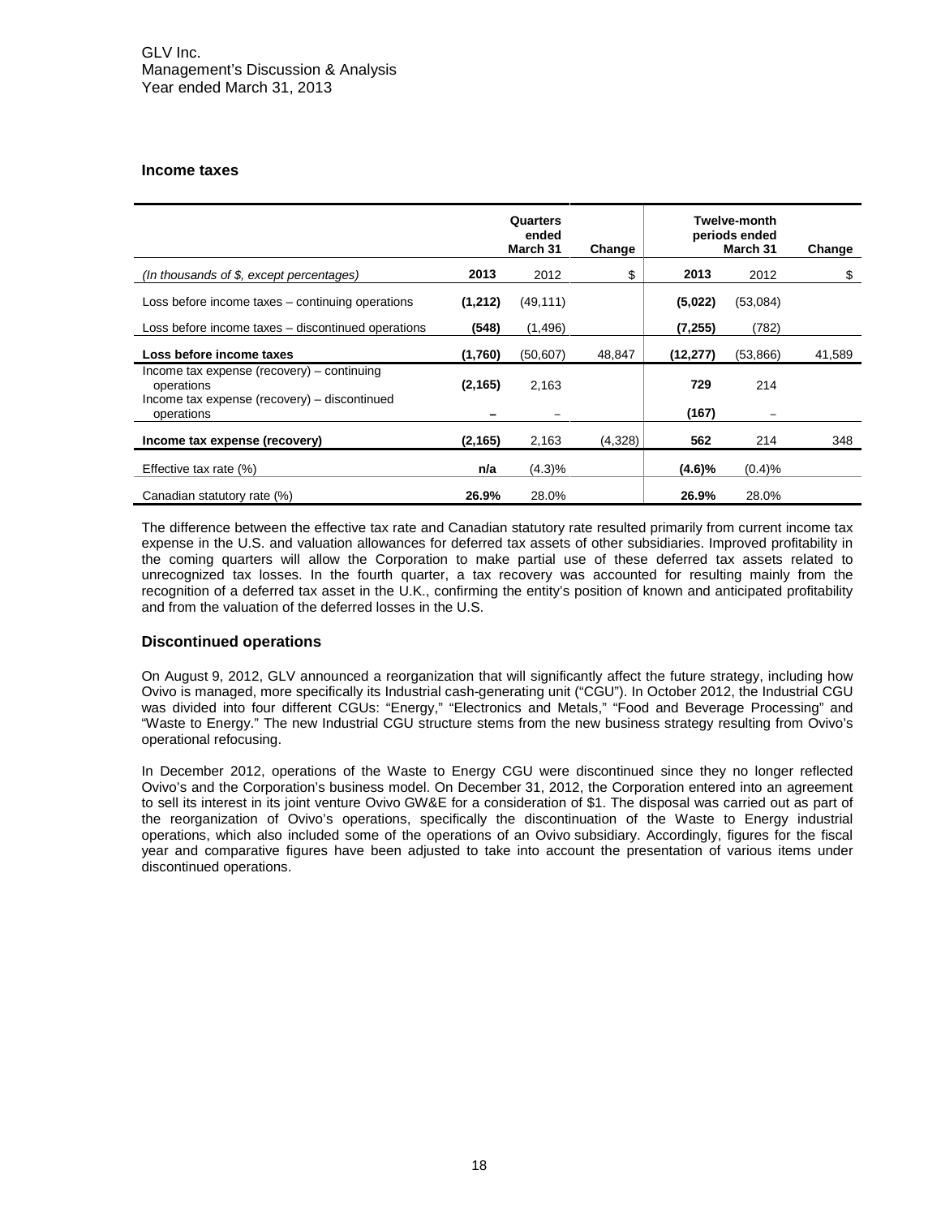## Income taxes

| | Quarters ended March 31 | | Change | Twelve-month periods ended March 31 | | Change |
|---|---|---|---|---|---|---|
| *(In thousands of $, except percentages)* | **2013** | 2012 | $ | **2013** | 2012 | $ |
| Loss before income taxes – continuing operations | **(1,212)** | (49,111) | | **(5,022)** | (53,084) | |
| Loss before income taxes – discontinued operations | **(548)** | (1,496) | | **(7,255)** | (782) | |
| **Loss before income taxes** | **(1,760)** | (50,607) | 48,847 | **(12,277)** | (53,866) | 41,589 |
| Income tax expense (recovery) – continuing operations | **(2,165)** | 2,163 | | **729** | 214 | |
| Income tax expense (recovery) – discontinued operations | **–** | – | | **(167)** | – | |
| **Income tax expense (recovery)** | **(2,165)** | 2,163 | (4,328) | **562** | 214 | 348 |
| Effective tax rate (%) | **n/a** | (4.3)% | | **(4.6)%** | (0.4)% | |
| Canadian statutory rate (%) | **26.9%** | 28.0% | | **26.9%** | 28.0% | |

The difference between the effective tax rate and Canadian statutory rate resulted primarily from current income tax expense in the U.S. and valuation allowances for deferred tax assets of other subsidiaries. Improved profitability in the coming quarters will allow the Corporation to make partial use of these deferred tax assets related to unrecognized tax losses. In the fourth quarter, a tax recovery was accounted for resulting mainly from the recognition of a deferred tax asset in the U.K., confirming the entity's position of known and anticipated profitability and from the valuation of the deferred losses in the U.S.

## Discontinued operations

On August 9, 2012, GLV announced a reorganization that will significantly affect the future strategy, including how Ovivo is managed, more specifically its Industrial cash-generating unit ("CGU"). In October 2012, the Industrial CGU was divided into four different CGUs: "Energy," "Electronics and Metals," "Food and Beverage Processing" and "Waste to Energy." The new Industrial CGU structure stems from the new business strategy resulting from Ovivo's operational refocusing.

In December 2012, operations of the Waste to Energy CGU were discontinued since they no longer reflected Ovivo's and the Corporation's business model. On December 31, 2012, the Corporation entered into an agreement to sell its interest in its joint venture Ovivo GW&E for a consideration of $1. The disposal was carried out as part of the reorganization of Ovivo's operations, specifically the discontinuation of the Waste to Energy industrial operations, which also included some of the operations of an Ovivo subsidiary. Accordingly, figures for the fiscal year and comparative figures have been adjusted to take into account the presentation of various items under discontinued operations.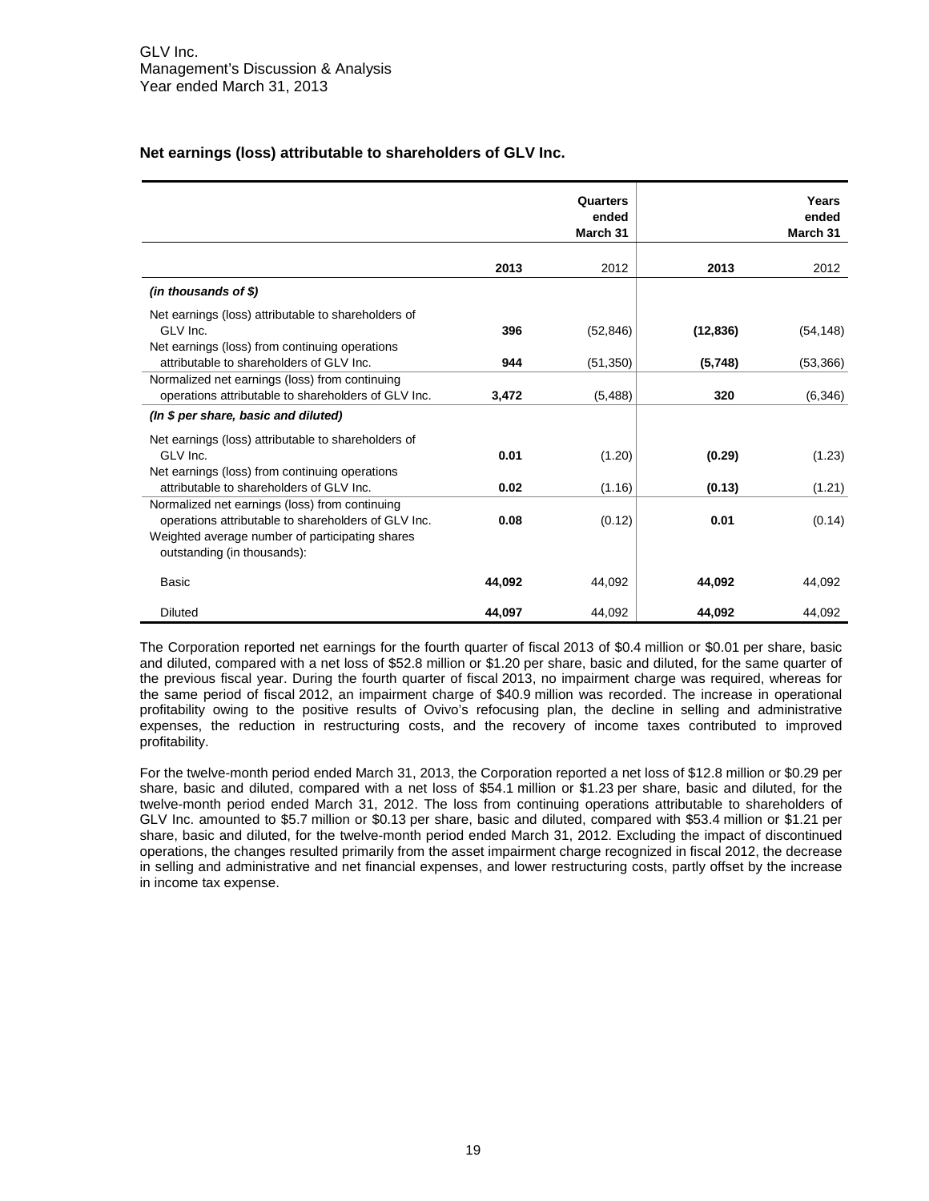GLV Inc.
Management's Discussion & Analysis
Year ended March 31, 2013

### Net earnings (loss) attributable to shareholders of GLV Inc.

| | Quarters ended March 31 | | Years ended March 31 | |
|---|---|---|---|---|
| | **2013** | 2012 | **2013** | 2012 |
| ***(in thousands of $)*** | | | | |
| Net earnings (loss) attributable to shareholders of GLV Inc. | **396** | (52,846) | **(12,836)** | (54,148) |
| Net earnings (loss) from continuing operations attributable to shareholders of GLV Inc. | **944** | (51,350) | **(5,748)** | (53,366) |
| Normalized net earnings (loss) from continuing operations attributable to shareholders of GLV Inc. | **3,472** | (5,488) | **320** | (6,346) |
| ***(In $ per share, basic and diluted)*** | | | | |
| Net earnings (loss) attributable to shareholders of GLV Inc. | **0.01** | (1.20) | **(0.29)** | (1.23) |
| Net earnings (loss) from continuing operations attributable to shareholders of GLV Inc. | **0.02** | (1.16) | **(0.13)** | (1.21) |
| Normalized net earnings (loss) from continuing operations attributable to shareholders of GLV Inc. | **0.08** | (0.12) | **0.01** | (0.14) |
| Weighted average number of participating shares outstanding (in thousands): | | | | |
| Basic | **44,092** | 44,092 | **44,092** | 44,092 |
| Diluted | **44,097** | 44,092 | **44,092** | 44,092 |

The Corporation reported net earnings for the fourth quarter of fiscal 2013 of $0.4 million or $0.01 per share, basic and diluted, compared with a net loss of $52.8 million or $1.20 per share, basic and diluted, for the same quarter of the previous fiscal year. During the fourth quarter of fiscal 2013, no impairment charge was required, whereas for the same period of fiscal 2012, an impairment charge of $40.9 million was recorded. The increase in operational profitability owing to the positive results of Ovivo's refocusing plan, the decline in selling and administrative expenses, the reduction in restructuring costs, and the recovery of income taxes contributed to improved profitability.

For the twelve-month period ended March 31, 2013, the Corporation reported a net loss of $12.8 million or $0.29 per share, basic and diluted, compared with a net loss of $54.1 million or $1.23 per share, basic and diluted, for the twelve-month period ended March 31, 2012. The loss from continuing operations attributable to shareholders of GLV Inc. amounted to $5.7 million or $0.13 per share, basic and diluted, compared with $53.4 million or $1.21 per share, basic and diluted, for the twelve-month period ended March 31, 2012. Excluding the impact of discontinued operations, the changes resulted primarily from the asset impairment charge recognized in fiscal 2012, the decrease in selling and administrative and net financial expenses, and lower restructuring costs, partly offset by the increase in income tax expense.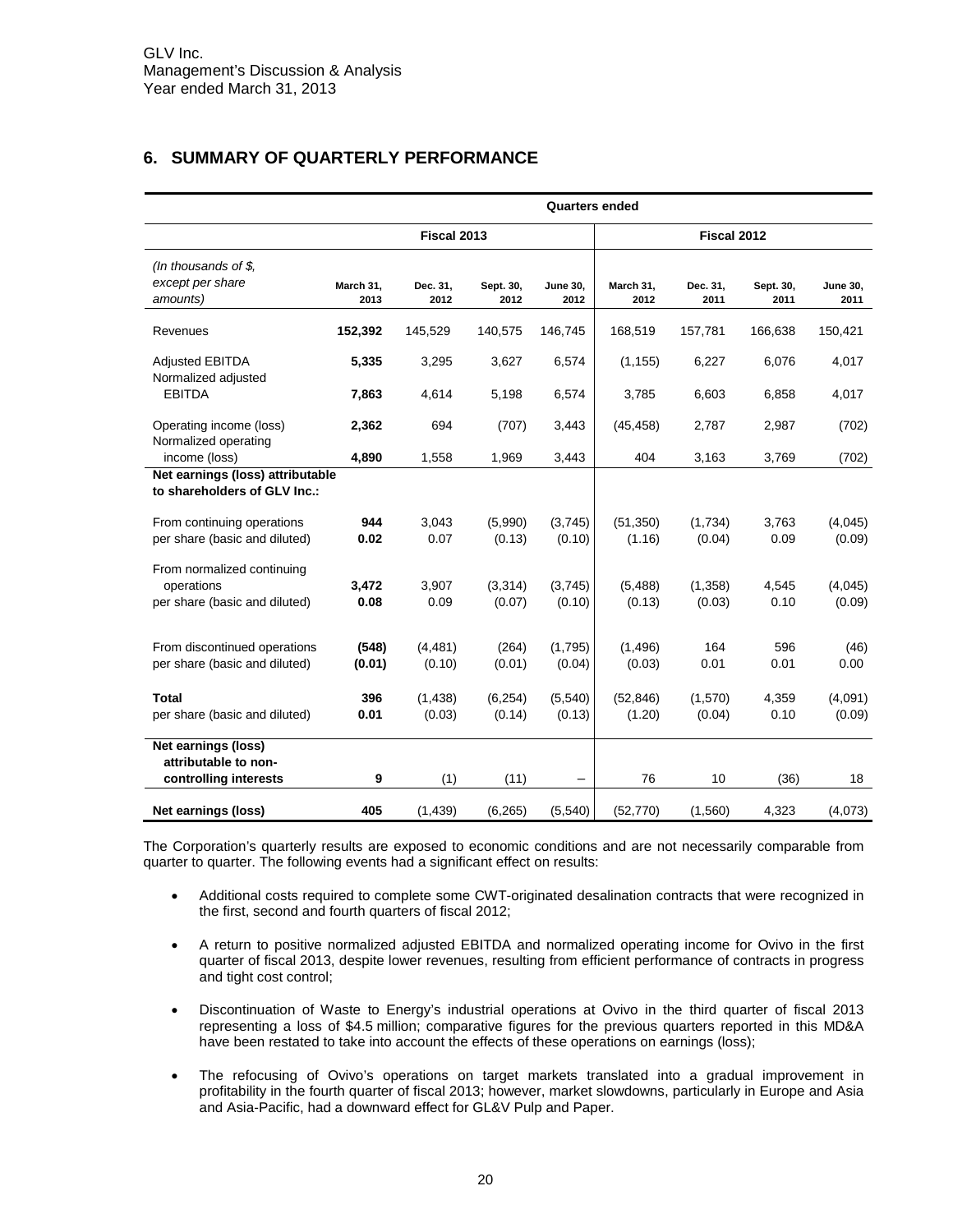GLV Inc.
Management's Discussion & Analysis
Year ended March 31, 2013

## 6. SUMMARY OF QUARTERLY PERFORMANCE

| | Quarters ended | | | | | | | |
|---|---|---|---|---|---|---|---|---|
| | Fiscal 2013 | | | | Fiscal 2012 | | | |
| *(In thousands of $, except per share amounts)* | March 31, 2013 | Dec. 31, 2012 | Sept. 30, 2012 | June 30, 2012 | March 31, 2012 | Dec. 31, 2011 | Sept. 30, 2011 | June 30, 2011 |
| Revenues | **152,392** | 145,529 | 140,575 | 146,745 | 168,519 | 157,781 | 166,638 | 150,421 |
| Adjusted EBITDA | **5,335** | 3,295 | 3,627 | 6,574 | (1,155) | 6,227 | 6,076 | 4,017 |
| Normalized adjusted EBITDA | **7,863** | 4,614 | 5,198 | 6,574 | 3,785 | 6,603 | 6,858 | 4,017 |
| Operating income (loss) | **2,362** | 694 | (707) | 3,443 | (45,458) | 2,787 | 2,987 | (702) |
| Normalized operating income (loss) | **4,890** | 1,558 | 1,969 | 3,443 | 404 | 3,163 | 3,769 | (702) |
| **Net earnings (loss) attributable to shareholders of GLV Inc.:** | | | | | | | | |
| From continuing operations | **944** | 3,043 | (5,990) | (3,745) | (51,350) | (1,734) | 3,763 | (4,045) |
| per share (basic and diluted) | **0.02** | 0.07 | (0.13) | (0.10) | (1.16) | (0.04) | 0.09 | (0.09) |
| From normalized continuing operations | **3,472** | 3,907 | (3,314) | (3,745) | (5,488) | (1,358) | 4,545 | (4,045) |
| per share (basic and diluted) | **0.08** | 0.09 | (0.07) | (0.10) | (0.13) | (0.03) | 0.10 | (0.09) |
| From discontinued operations | **(548)** | (4,481) | (264) | (1,795) | (1,496) | 164 | 596 | (46) |
| per share (basic and diluted) | **(0.01)** | (0.10) | (0.01) | (0.04) | (0.03) | 0.01 | 0.01 | 0.00 |
| **Total** | **396** | (1,438) | (6,254) | (5,540) | (52,846) | (1,570) | 4,359 | (4,091) |
| per share (basic and diluted) | **0.01** | (0.03) | (0.14) | (0.13) | (1.20) | (0.04) | 0.10 | (0.09) |
| **Net earnings (loss) attributable to non-controlling interests** | **9** | (1) | (11) | – | 76 | 10 | (36) | 18 |
| **Net earnings (loss)** | **405** | (1,439) | (6,265) | (5,540) | (52,770) | (1,560) | 4,323 | (4,073) |

The Corporation's quarterly results are exposed to economic conditions and are not necessarily comparable from quarter to quarter. The following events had a significant effect on results:

- Additional costs required to complete some CWT-originated desalination contracts that were recognized in the first, second and fourth quarters of fiscal 2012;
- A return to positive normalized adjusted EBITDA and normalized operating income for Ovivo in the first quarter of fiscal 2013, despite lower revenues, resulting from efficient performance of contracts in progress and tight cost control;
- Discontinuation of Waste to Energy's industrial operations at Ovivo in the third quarter of fiscal 2013 representing a loss of $4.5 million; comparative figures for the previous quarters reported in this MD&A have been restated to take into account the effects of these operations on earnings (loss);
- The refocusing of Ovivo's operations on target markets translated into a gradual improvement in profitability in the fourth quarter of fiscal 2013; however, market slowdowns, particularly in Europe and Asia and Asia-Pacific, had a downward effect for GL&V Pulp and Paper.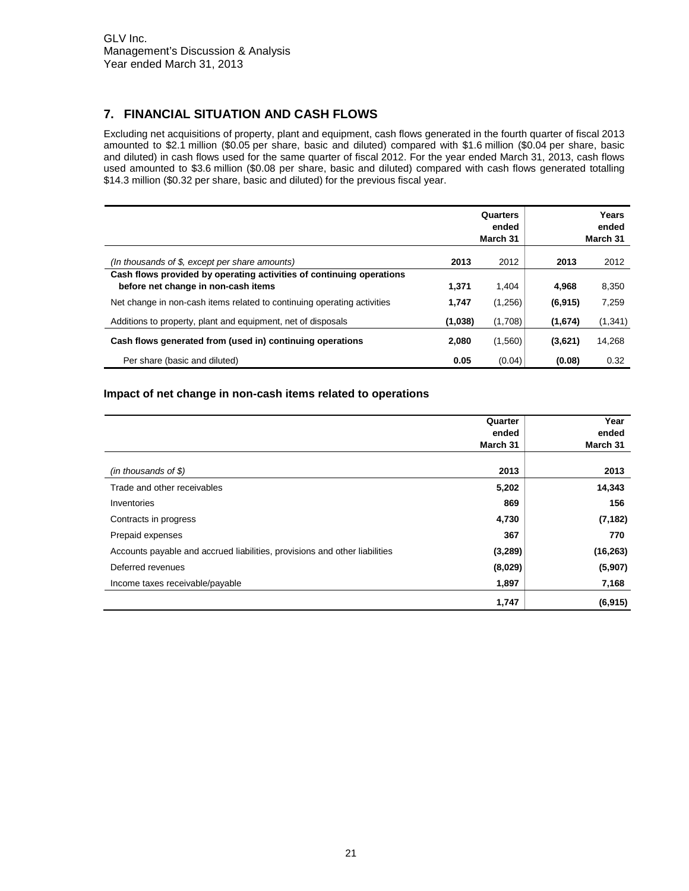## 7. FINANCIAL SITUATION AND CASH FLOWS

Excluding net acquisitions of property, plant and equipment, cash flows generated in the fourth quarter of fiscal 2013 amounted to $2.1 million ($0.05 per share, basic and diluted) compared with $1.6 million ($0.04 per share, basic and diluted) in cash flows used for the same quarter of fiscal 2012. For the year ended March 31, 2013, cash flows used amounted to $3.6 million ($0.08 per share, basic and diluted) compared with cash flows generated totalling $14.3 million ($0.32 per share, basic and diluted) for the previous fiscal year.

| | Quarters ended March 31 | | Years ended March 31 | |
|---|---|---|---|---|
| *(In thousands of $, except per share amounts)* | **2013** | 2012 | **2013** | 2012 |
| **Cash flows provided by operating activities of continuing operations before net change in non-cash items** | **1,371** | 1,404 | **4,968** | 8,350 |
| Net change in non-cash items related to continuing operating activities | **1,747** | (1,256) | **(6,915)** | 7,259 |
| Additions to property, plant and equipment, net of disposals | **(1,038)** | (1,708) | **(1,674)** | (1,341) |
| **Cash flows generated from (used in) continuing operations** | **2,080** | (1,560) | **(3,621)** | 14,268 |
| Per share (basic and diluted) | **0.05** | (0.04) | **(0.08)** | 0.32 |

### Impact of net change in non-cash items related to operations

| | Quarter ended March 31 | Year ended March 31 |
|---|---|---|
| *(in thousands of $)* | **2013** | **2013** |
| Trade and other receivables | **5,202** | **14,343** |
| Inventories | **869** | **156** |
| Contracts in progress | **4,730** | **(7,182)** |
| Prepaid expenses | **367** | **770** |
| Accounts payable and accrued liabilities, provisions and other liabilities | **(3,289)** | **(16,263)** |
| Deferred revenues | **(8,029)** | **(5,907)** |
| Income taxes receivable/payable | **1,897** | **7,168** |
| | **1,747** | **(6,915)** |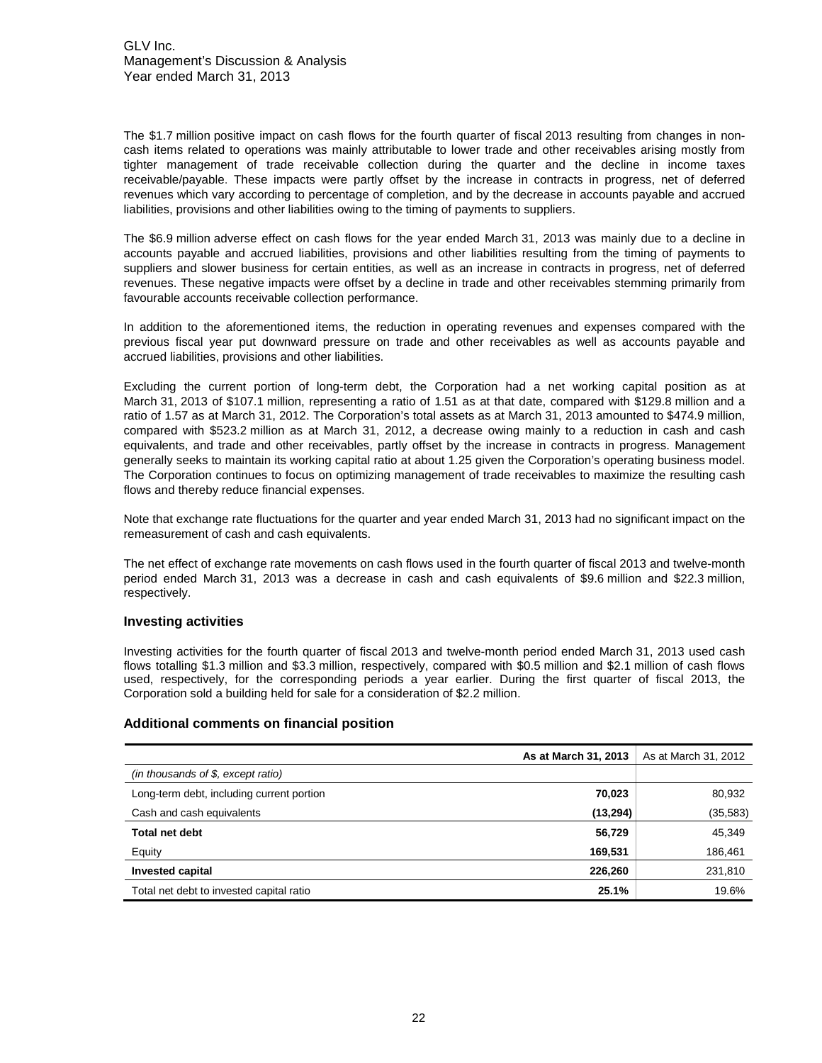The $1.7 million positive impact on cash flows for the fourth quarter of fiscal 2013 resulting from changes in non-cash items related to operations was mainly attributable to lower trade and other receivables arising mostly from tighter management of trade receivable collection during the quarter and the decline in income taxes receivable/payable. These impacts were partly offset by the increase in contracts in progress, net of deferred revenues which vary according to percentage of completion, and by the decrease in accounts payable and accrued liabilities, provisions and other liabilities owing to the timing of payments to suppliers.

The $6.9 million adverse effect on cash flows for the year ended March 31, 2013 was mainly due to a decline in accounts payable and accrued liabilities, provisions and other liabilities resulting from the timing of payments to suppliers and slower business for certain entities, as well as an increase in contracts in progress, net of deferred revenues. These negative impacts were offset by a decline in trade and other receivables stemming primarily from favourable accounts receivable collection performance.

In addition to the aforementioned items, the reduction in operating revenues and expenses compared with the previous fiscal year put downward pressure on trade and other receivables as well as accounts payable and accrued liabilities, provisions and other liabilities.

Excluding the current portion of long-term debt, the Corporation had a net working capital position as at March 31, 2013 of $107.1 million, representing a ratio of 1.51 as at that date, compared with $129.8 million and a ratio of 1.57 as at March 31, 2012. The Corporation's total assets as at March 31, 2013 amounted to $474.9 million, compared with $523.2 million as at March 31, 2012, a decrease owing mainly to a reduction in cash and cash equivalents, and trade and other receivables, partly offset by the increase in contracts in progress. Management generally seeks to maintain its working capital ratio at about 1.25 given the Corporation's operating business model. The Corporation continues to focus on optimizing management of trade receivables to maximize the resulting cash flows and thereby reduce financial expenses.

Note that exchange rate fluctuations for the quarter and year ended March 31, 2013 had no significant impact on the remeasurement of cash and cash equivalents.

The net effect of exchange rate movements on cash flows used in the fourth quarter of fiscal 2013 and twelve-month period ended March 31, 2013 was a decrease in cash and cash equivalents of $9.6 million and $22.3 million, respectively.

### Investing activities

Investing activities for the fourth quarter of fiscal 2013 and twelve-month period ended March 31, 2013 used cash flows totalling $1.3 million and $3.3 million, respectively, compared with $0.5 million and $2.1 million of cash flows used, respectively, for the corresponding periods a year earlier. During the first quarter of fiscal 2013, the Corporation sold a building held for sale for a consideration of $2.2 million.

### Additional comments on financial position

| | **As at March 31, 2013** | As at March 31, 2012 |
|---|---|---|
| *(in thousands of $, except ratio)* | | |
| Long-term debt, including current portion | **70,023** | 80,932 |
| Cash and cash equivalents | **(13,294)** | (35,583) |
| **Total net debt** | **56,729** | 45,349 |
| Equity | **169,531** | 186,461 |
| **Invested capital** | **226,260** | 231,810 |
| Total net debt to invested capital ratio | **25.1%** | 19.6% |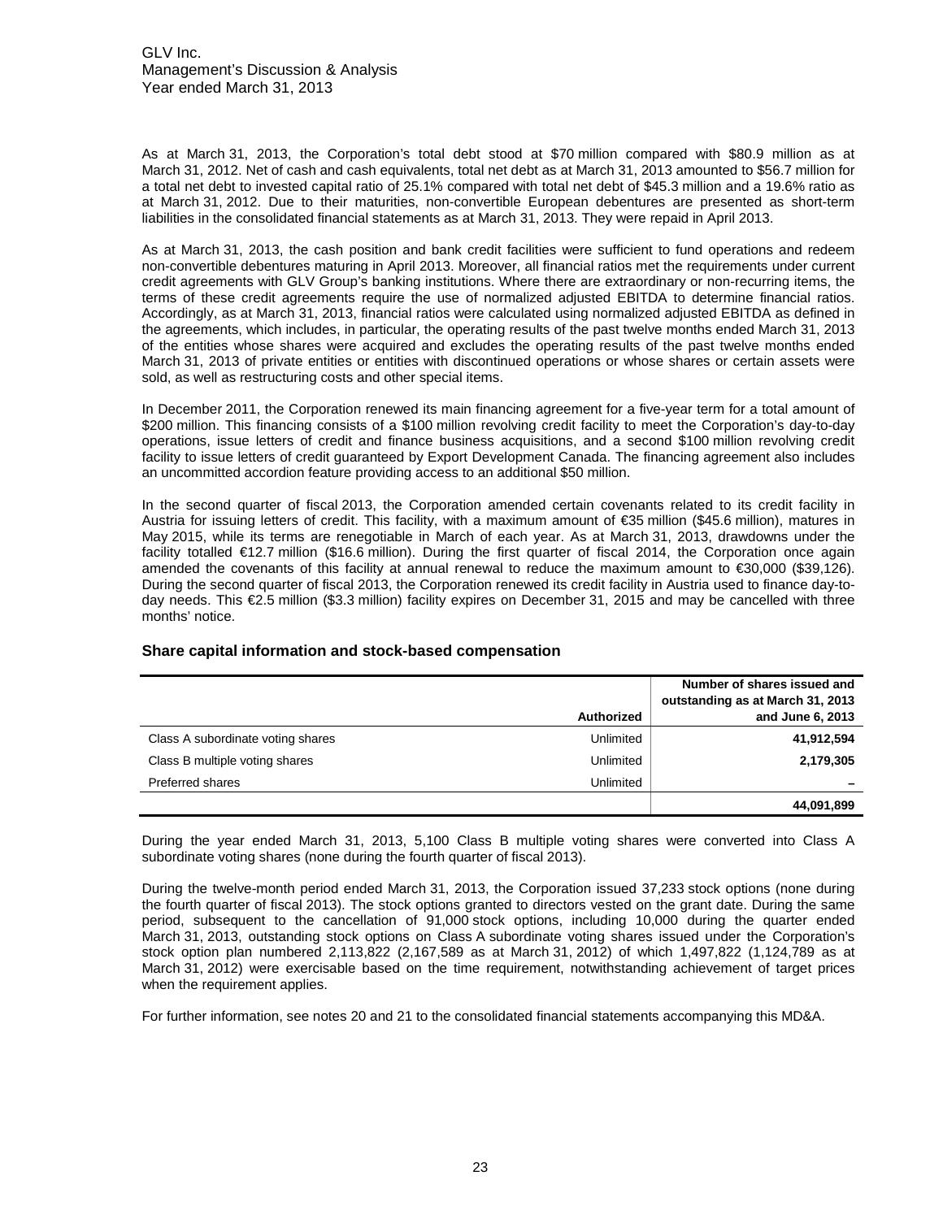As at March 31, 2013, the Corporation's total debt stood at $70 million compared with $80.9 million as at March 31, 2012. Net of cash and cash equivalents, total net debt as at March 31, 2013 amounted to $56.7 million for a total net debt to invested capital ratio of 25.1% compared with total net debt of $45.3 million and a 19.6% ratio as at March 31, 2012. Due to their maturities, non-convertible European debentures are presented as short-term liabilities in the consolidated financial statements as at March 31, 2013. They were repaid in April 2013.

As at March 31, 2013, the cash position and bank credit facilities were sufficient to fund operations and redeem non-convertible debentures maturing in April 2013. Moreover, all financial ratios met the requirements under current credit agreements with GLV Group's banking institutions. Where there are extraordinary or non-recurring items, the terms of these credit agreements require the use of normalized adjusted EBITDA to determine financial ratios. Accordingly, as at March 31, 2013, financial ratios were calculated using normalized adjusted EBITDA as defined in the agreements, which includes, in particular, the operating results of the past twelve months ended March 31, 2013 of the entities whose shares were acquired and excludes the operating results of the past twelve months ended March 31, 2013 of private entities or entities with discontinued operations or whose shares or certain assets were sold, as well as restructuring costs and other special items.

In December 2011, the Corporation renewed its main financing agreement for a five-year term for a total amount of $200 million. This financing consists of a $100 million revolving credit facility to meet the Corporation's day-to-day operations, issue letters of credit and finance business acquisitions, and a second $100 million revolving credit facility to issue letters of credit guaranteed by Export Development Canada. The financing agreement also includes an uncommitted accordion feature providing access to an additional $50 million.

In the second quarter of fiscal 2013, the Corporation amended certain covenants related to its credit facility in Austria for issuing letters of credit. This facility, with a maximum amount of €35 million ($45.6 million), matures in May 2015, while its terms are renegotiable in March of each year. As at March 31, 2013, drawdowns under the facility totalled €12.7 million ($16.6 million). During the first quarter of fiscal 2014, the Corporation once again amended the covenants of this facility at annual renewal to reduce the maximum amount to €30,000 ($39,126). During the second quarter of fiscal 2013, the Corporation renewed its credit facility in Austria used to finance day-to-day needs. This €2.5 million ($3.3 million) facility expires on December 31, 2015 and may be cancelled with three months' notice.

## Share capital information and stock-based compensation

| | Authorized | Number of shares issued and outstanding as at March 31, 2013 and June 6, 2013 |
|---|---|---|
| Class A subordinate voting shares | Unlimited | **41,912,594** |
| Class B multiple voting shares | Unlimited | **2,179,305** |
| Preferred shares | Unlimited | **–** |
| | | **44,091,899** |

During the year ended March 31, 2013, 5,100 Class B multiple voting shares were converted into Class A subordinate voting shares (none during the fourth quarter of fiscal 2013).

During the twelve-month period ended March 31, 2013, the Corporation issued 37,233 stock options (none during the fourth quarter of fiscal 2013). The stock options granted to directors vested on the grant date. During the same period, subsequent to the cancellation of 91,000 stock options, including 10,000 during the quarter ended March 31, 2013, outstanding stock options on Class A subordinate voting shares issued under the Corporation's stock option plan numbered 2,113,822 (2,167,589 as at March 31, 2012) of which 1,497,822 (1,124,789 as at March 31, 2012) were exercisable based on the time requirement, notwithstanding achievement of target prices when the requirement applies.

For further information, see notes 20 and 21 to the consolidated financial statements accompanying this MD&A.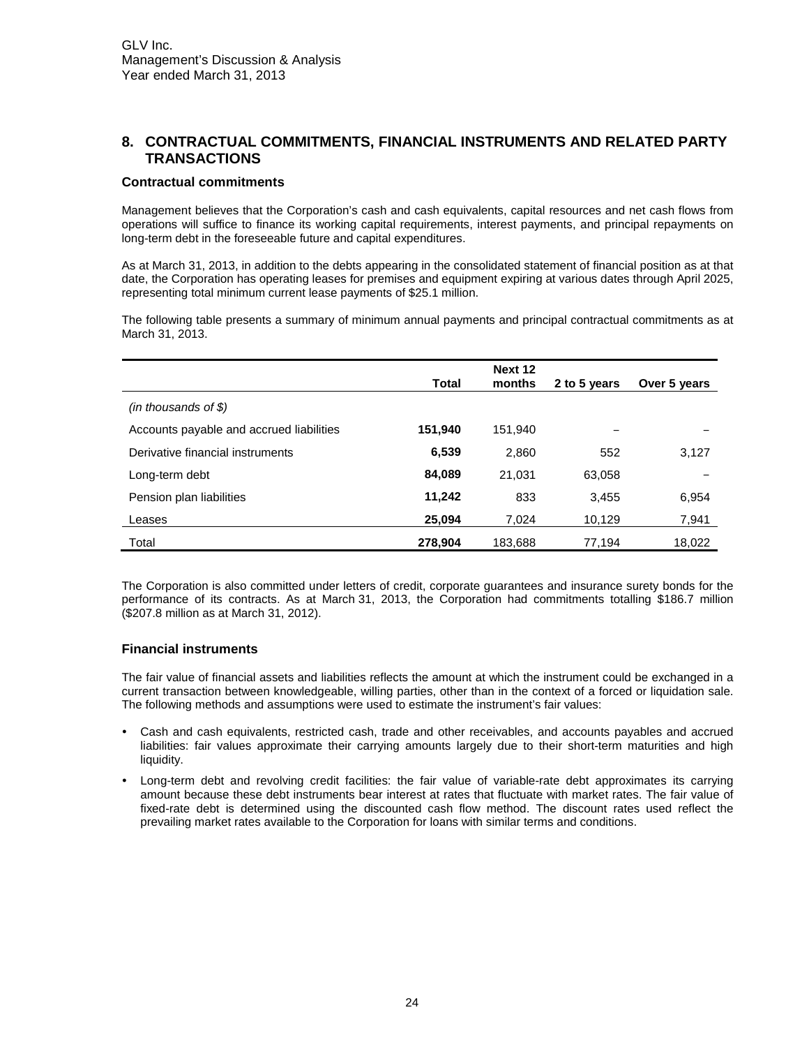## 8. CONTRACTUAL COMMITMENTS, FINANCIAL INSTRUMENTS AND RELATED PARTY TRANSACTIONS

### Contractual commitments

Management believes that the Corporation's cash and cash equivalents, capital resources and net cash flows from operations will suffice to finance its working capital requirements, interest payments, and principal repayments on long-term debt in the foreseeable future and capital expenditures.

As at March 31, 2013, in addition to the debts appearing in the consolidated statement of financial position as at that date, the Corporation has operating leases for premises and equipment expiring at various dates through April 2025, representing total minimum current lease payments of $25.1 million.

The following table presents a summary of minimum annual payments and principal contractual commitments as at March 31, 2013.

| | Total | Next 12 months | 2 to 5 years | Over 5 years |
|---|---|---|---|---|
| *(in thousands of $)* | | | | |
| Accounts payable and accrued liabilities | **151,940** | 151,940 | – | – |
| Derivative financial instruments | **6,539** | 2,860 | 552 | 3,127 |
| Long-term debt | **84,089** | 21,031 | 63,058 | – |
| Pension plan liabilities | **11,242** | 833 | 3,455 | 6,954 |
| Leases | **25,094** | 7,024 | 10,129 | 7,941 |
| Total | **278,904** | 183,688 | 77,194 | 18,022 |

The Corporation is also committed under letters of credit, corporate guarantees and insurance surety bonds for the performance of its contracts. As at March 31, 2013, the Corporation had commitments totalling $186.7 million ($207.8 million as at March 31, 2012).

### Financial instruments

The fair value of financial assets and liabilities reflects the amount at which the instrument could be exchanged in a current transaction between knowledgeable, willing parties, other than in the context of a forced or liquidation sale. The following methods and assumptions were used to estimate the instrument's fair values:

- Cash and cash equivalents, restricted cash, trade and other receivables, and accounts payables and accrued liabilities: fair values approximate their carrying amounts largely due to their short-term maturities and high liquidity.
- Long-term debt and revolving credit facilities: the fair value of variable-rate debt approximates its carrying amount because these debt instruments bear interest at rates that fluctuate with market rates. The fair value of fixed-rate debt is determined using the discounted cash flow method. The discount rates used reflect the prevailing market rates available to the Corporation for loans with similar terms and conditions.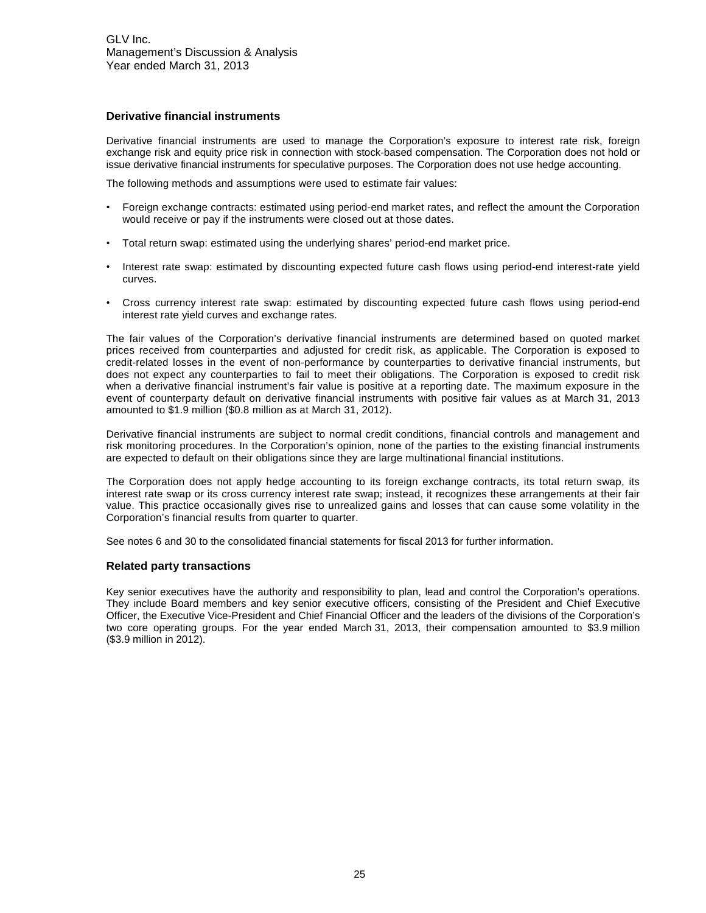## Derivative financial instruments

Derivative financial instruments are used to manage the Corporation's exposure to interest rate risk, foreign exchange risk and equity price risk in connection with stock-based compensation. The Corporation does not hold or issue derivative financial instruments for speculative purposes. The Corporation does not use hedge accounting.

The following methods and assumptions were used to estimate fair values:

- Foreign exchange contracts: estimated using period-end market rates, and reflect the amount the Corporation would receive or pay if the instruments were closed out at those dates.
- Total return swap: estimated using the underlying shares' period-end market price.
- Interest rate swap: estimated by discounting expected future cash flows using period-end interest-rate yield curves.
- Cross currency interest rate swap: estimated by discounting expected future cash flows using period-end interest rate yield curves and exchange rates.

The fair values of the Corporation's derivative financial instruments are determined based on quoted market prices received from counterparties and adjusted for credit risk, as applicable. The Corporation is exposed to credit-related losses in the event of non-performance by counterparties to derivative financial instruments, but does not expect any counterparties to fail to meet their obligations. The Corporation is exposed to credit risk when a derivative financial instrument's fair value is positive at a reporting date. The maximum exposure in the event of counterparty default on derivative financial instruments with positive fair values as at March 31, 2013 amounted to $1.9 million ($0.8 million as at March 31, 2012).

Derivative financial instruments are subject to normal credit conditions, financial controls and management and risk monitoring procedures. In the Corporation's opinion, none of the parties to the existing financial instruments are expected to default on their obligations since they are large multinational financial institutions.

The Corporation does not apply hedge accounting to its foreign exchange contracts, its total return swap, its interest rate swap or its cross currency interest rate swap; instead, it recognizes these arrangements at their fair value. This practice occasionally gives rise to unrealized gains and losses that can cause some volatility in the Corporation's financial results from quarter to quarter.

See notes 6 and 30 to the consolidated financial statements for fiscal 2013 for further information.

## Related party transactions

Key senior executives have the authority and responsibility to plan, lead and control the Corporation's operations. They include Board members and key senior executive officers, consisting of the President and Chief Executive Officer, the Executive Vice-President and Chief Financial Officer and the leaders of the divisions of the Corporation's two core operating groups. For the year ended March 31, 2013, their compensation amounted to $3.9 million ($3.9 million in 2012).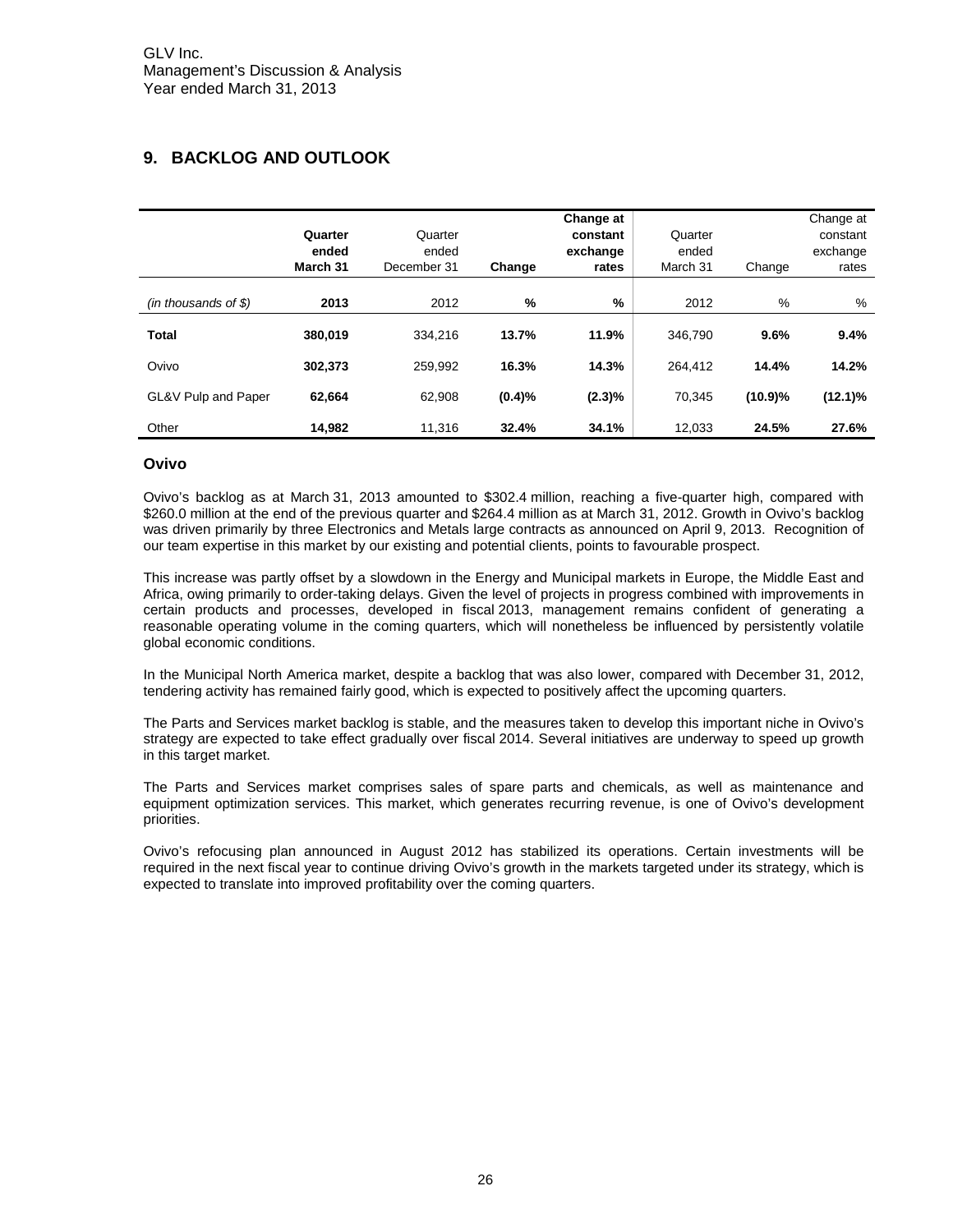## 9. BACKLOG AND OUTLOOK

| (in thousands of $) | Quarter ended March 31 2013 | Quarter ended December 31 2012 | Change % | Change at constant exchange rates % | Quarter ended March 31 2012 | Change % | Change at constant exchange rates % |
|---|---|---|---|---|---|---|---|
| **Total** | **380,019** | 334,216 | **13.7%** | **11.9%** | 346,790 | **9.6%** | **9.4%** |
| Ovivo | **302,373** | 259,992 | **16.3%** | **14.3%** | 264,412 | **14.4%** | **14.2%** |
| GL&V Pulp and Paper | **62,664** | 62,908 | **(0.4)%** | **(2.3)%** | 70,345 | **(10.9)%** | **(12.1)%** |
| Other | **14,982** | 11,316 | **32.4%** | **34.1%** | 12,033 | **24.5%** | **27.6%** |

### Ovivo

Ovivo's backlog as at March 31, 2013 amounted to $302.4 million, reaching a five-quarter high, compared with $260.0 million at the end of the previous quarter and $264.4 million as at March 31, 2012. Growth in Ovivo's backlog was driven primarily by three Electronics and Metals large contracts as announced on April 9, 2013. Recognition of our team expertise in this market by our existing and potential clients, points to favourable prospect.

This increase was partly offset by a slowdown in the Energy and Municipal markets in Europe, the Middle East and Africa, owing primarily to order-taking delays. Given the level of projects in progress combined with improvements in certain products and processes, developed in fiscal 2013, management remains confident of generating a reasonable operating volume in the coming quarters, which will nonetheless be influenced by persistently volatile global economic conditions.

In the Municipal North America market, despite a backlog that was also lower, compared with December 31, 2012, tendering activity has remained fairly good, which is expected to positively affect the upcoming quarters.

The Parts and Services market backlog is stable, and the measures taken to develop this important niche in Ovivo's strategy are expected to take effect gradually over fiscal 2014. Several initiatives are underway to speed up growth in this target market.

The Parts and Services market comprises sales of spare parts and chemicals, as well as maintenance and equipment optimization services. This market, which generates recurring revenue, is one of Ovivo's development priorities.

Ovivo's refocusing plan announced in August 2012 has stabilized its operations. Certain investments will be required in the next fiscal year to continue driving Ovivo's growth in the markets targeted under its strategy, which is expected to translate into improved profitability over the coming quarters.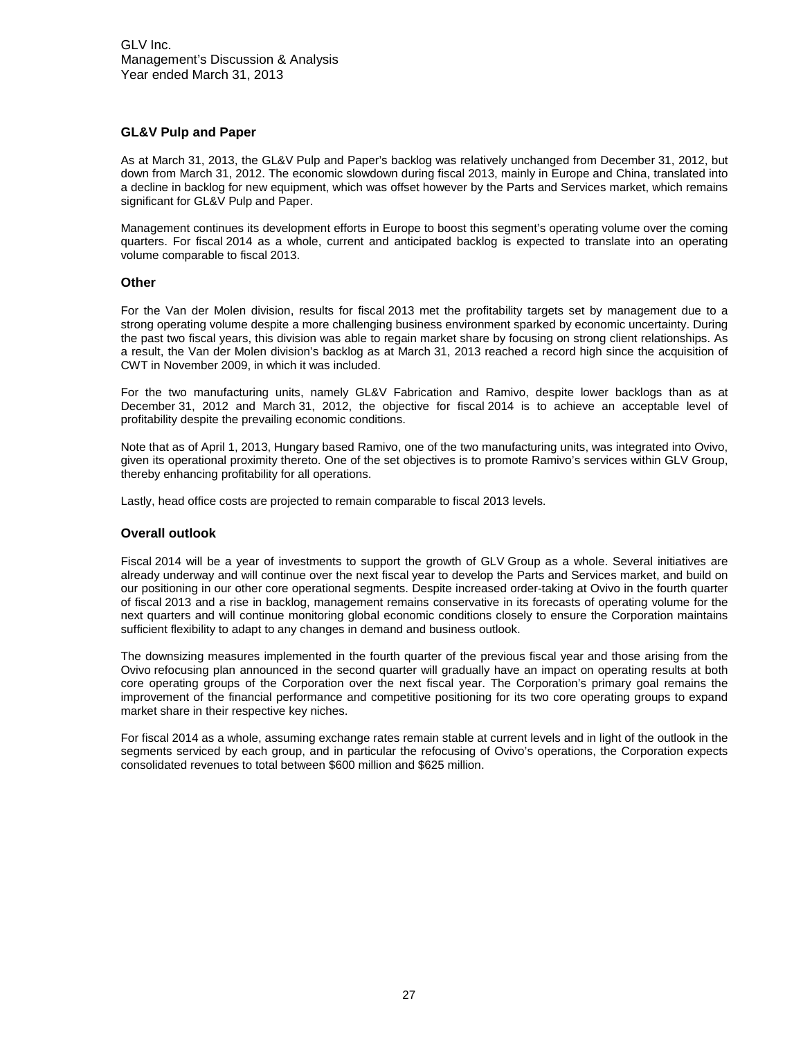## GL&V Pulp and Paper

As at March 31, 2013, the GL&V Pulp and Paper's backlog was relatively unchanged from December 31, 2012, but down from March 31, 2012. The economic slowdown during fiscal 2013, mainly in Europe and China, translated into a decline in backlog for new equipment, which was offset however by the Parts and Services market, which remains significant for GL&V Pulp and Paper.

Management continues its development efforts in Europe to boost this segment's operating volume over the coming quarters. For fiscal 2014 as a whole, current and anticipated backlog is expected to translate into an operating volume comparable to fiscal 2013.

## Other

For the Van der Molen division, results for fiscal 2013 met the profitability targets set by management due to a strong operating volume despite a more challenging business environment sparked by economic uncertainty. During the past two fiscal years, this division was able to regain market share by focusing on strong client relationships. As a result, the Van der Molen division's backlog as at March 31, 2013 reached a record high since the acquisition of CWT in November 2009, in which it was included.

For the two manufacturing units, namely GL&V Fabrication and Ramivo, despite lower backlogs than as at December 31, 2012 and March 31, 2012, the objective for fiscal 2014 is to achieve an acceptable level of profitability despite the prevailing economic conditions.

Note that as of April 1, 2013, Hungary based Ramivo, one of the two manufacturing units, was integrated into Ovivo, given its operational proximity thereto. One of the set objectives is to promote Ramivo's services within GLV Group, thereby enhancing profitability for all operations.

Lastly, head office costs are projected to remain comparable to fiscal 2013 levels.

## Overall outlook

Fiscal 2014 will be a year of investments to support the growth of GLV Group as a whole. Several initiatives are already underway and will continue over the next fiscal year to develop the Parts and Services market, and build on our positioning in our other core operational segments. Despite increased order-taking at Ovivo in the fourth quarter of fiscal 2013 and a rise in backlog, management remains conservative in its forecasts of operating volume for the next quarters and will continue monitoring global economic conditions closely to ensure the Corporation maintains sufficient flexibility to adapt to any changes in demand and business outlook.

The downsizing measures implemented in the fourth quarter of the previous fiscal year and those arising from the Ovivo refocusing plan announced in the second quarter will gradually have an impact on operating results at both core operating groups of the Corporation over the next fiscal year. The Corporation's primary goal remains the improvement of the financial performance and competitive positioning for its two core operating groups to expand market share in their respective key niches.

For fiscal 2014 as a whole, assuming exchange rates remain stable at current levels and in light of the outlook in the segments serviced by each group, and in particular the refocusing of Ovivo's operations, the Corporation expects consolidated revenues to total between $600 million and $625 million.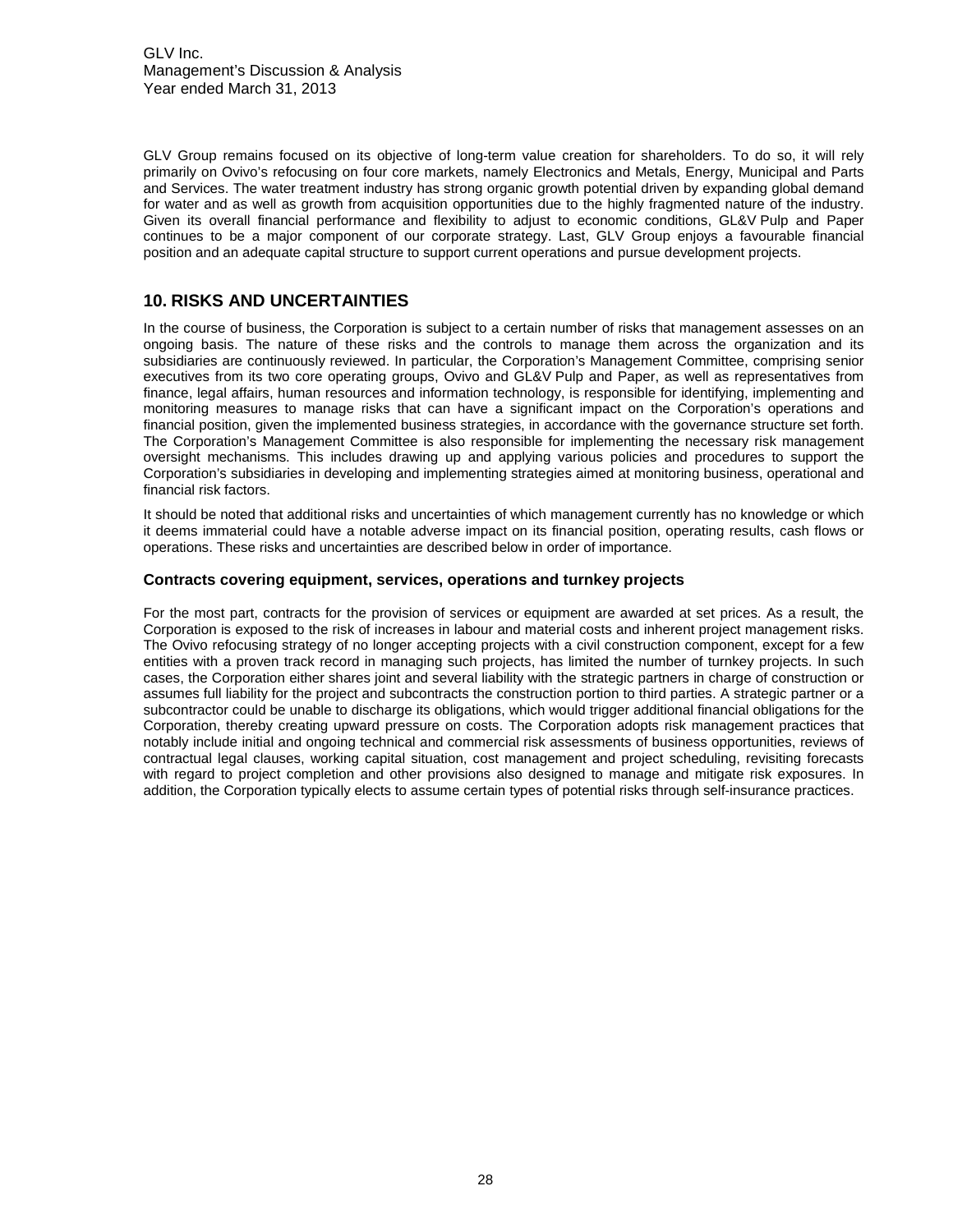GLV Group remains focused on its objective of long-term value creation for shareholders. To do so, it will rely primarily on Ovivo's refocusing on four core markets, namely Electronics and Metals, Energy, Municipal and Parts and Services. The water treatment industry has strong organic growth potential driven by expanding global demand for water and as well as growth from acquisition opportunities due to the highly fragmented nature of the industry. Given its overall financial performance and flexibility to adjust to economic conditions, GL&V Pulp and Paper continues to be a major component of our corporate strategy. Last, GLV Group enjoys a favourable financial position and an adequate capital structure to support current operations and pursue development projects.

## 10. RISKS AND UNCERTAINTIES

In the course of business, the Corporation is subject to a certain number of risks that management assesses on an ongoing basis. The nature of these risks and the controls to manage them across the organization and its subsidiaries are continuously reviewed. In particular, the Corporation's Management Committee, comprising senior executives from its two core operating groups, Ovivo and GL&V Pulp and Paper, as well as representatives from finance, legal affairs, human resources and information technology, is responsible for identifying, implementing and monitoring measures to manage risks that can have a significant impact on the Corporation's operations and financial position, given the implemented business strategies, in accordance with the governance structure set forth. The Corporation's Management Committee is also responsible for implementing the necessary risk management oversight mechanisms. This includes drawing up and applying various policies and procedures to support the Corporation's subsidiaries in developing and implementing strategies aimed at monitoring business, operational and financial risk factors.

It should be noted that additional risks and uncertainties of which management currently has no knowledge or which it deems immaterial could have a notable adverse impact on its financial position, operating results, cash flows or operations. These risks and uncertainties are described below in order of importance.

### Contracts covering equipment, services, operations and turnkey projects

For the most part, contracts for the provision of services or equipment are awarded at set prices. As a result, the Corporation is exposed to the risk of increases in labour and material costs and inherent project management risks. The Ovivo refocusing strategy of no longer accepting projects with a civil construction component, except for a few entities with a proven track record in managing such projects, has limited the number of turnkey projects. In such cases, the Corporation either shares joint and several liability with the strategic partners in charge of construction or assumes full liability for the project and subcontracts the construction portion to third parties. A strategic partner or a subcontractor could be unable to discharge its obligations, which would trigger additional financial obligations for the Corporation, thereby creating upward pressure on costs. The Corporation adopts risk management practices that notably include initial and ongoing technical and commercial risk assessments of business opportunities, reviews of contractual legal clauses, working capital situation, cost management and project scheduling, revisiting forecasts with regard to project completion and other provisions also designed to manage and mitigate risk exposures. In addition, the Corporation typically elects to assume certain types of potential risks through self-insurance practices.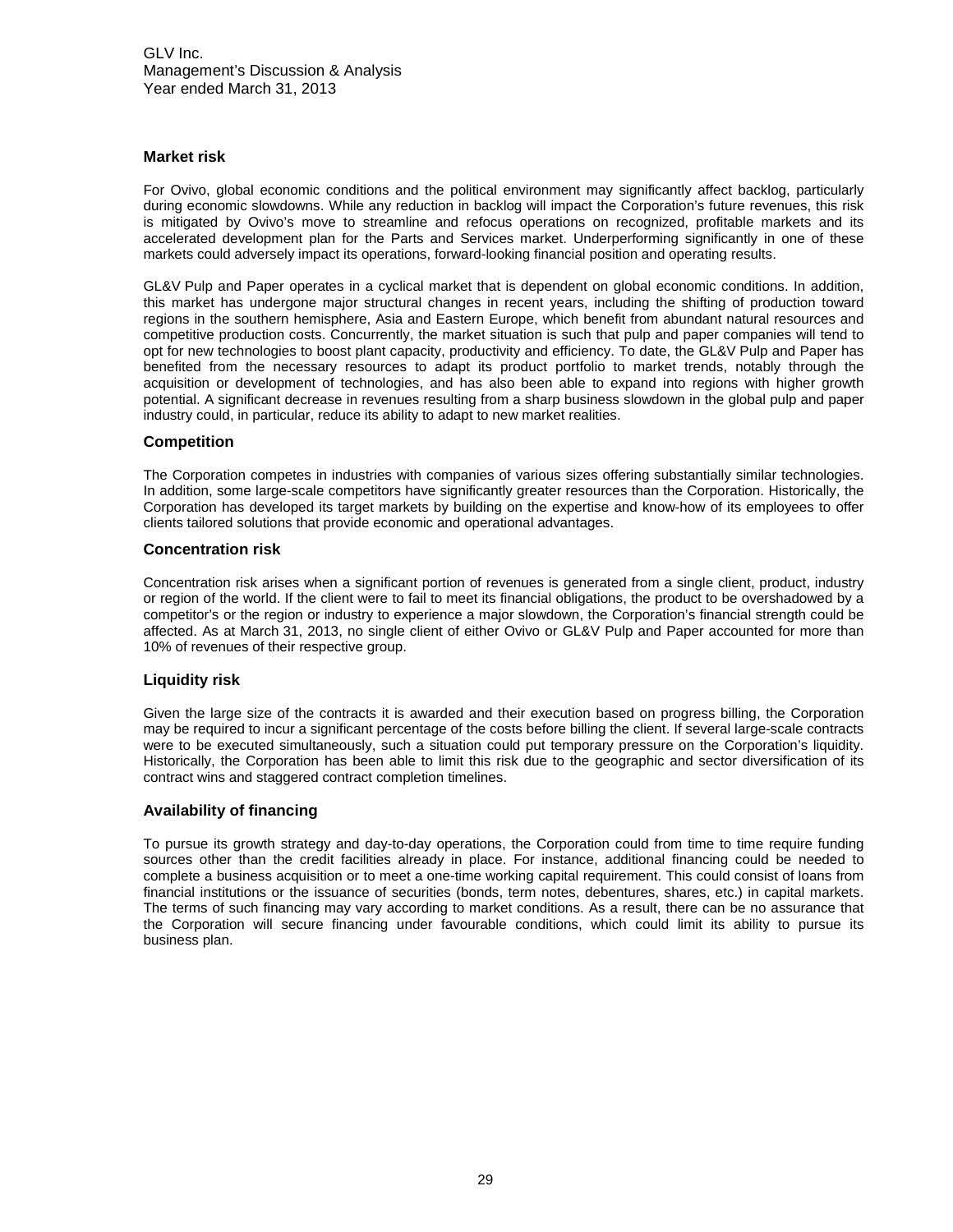### Market risk

For Ovivo, global economic conditions and the political environment may significantly affect backlog, particularly during economic slowdowns. While any reduction in backlog will impact the Corporation's future revenues, this risk is mitigated by Ovivo's move to streamline and refocus operations on recognized, profitable markets and its accelerated development plan for the Parts and Services market. Underperforming significantly in one of these markets could adversely impact its operations, forward-looking financial position and operating results.

GL&V Pulp and Paper operates in a cyclical market that is dependent on global economic conditions. In addition, this market has undergone major structural changes in recent years, including the shifting of production toward regions in the southern hemisphere, Asia and Eastern Europe, which benefit from abundant natural resources and competitive production costs. Concurrently, the market situation is such that pulp and paper companies will tend to opt for new technologies to boost plant capacity, productivity and efficiency. To date, the GL&V Pulp and Paper has benefited from the necessary resources to adapt its product portfolio to market trends, notably through the acquisition or development of technologies, and has also been able to expand into regions with higher growth potential. A significant decrease in revenues resulting from a sharp business slowdown in the global pulp and paper industry could, in particular, reduce its ability to adapt to new market realities.

### Competition

The Corporation competes in industries with companies of various sizes offering substantially similar technologies. In addition, some large-scale competitors have significantly greater resources than the Corporation. Historically, the Corporation has developed its target markets by building on the expertise and know-how of its employees to offer clients tailored solutions that provide economic and operational advantages.

### Concentration risk

Concentration risk arises when a significant portion of revenues is generated from a single client, product, industry or region of the world. If the client were to fail to meet its financial obligations, the product to be overshadowed by a competitor's or the region or industry to experience a major slowdown, the Corporation's financial strength could be affected. As at March 31, 2013, no single client of either Ovivo or GL&V Pulp and Paper accounted for more than 10% of revenues of their respective group.

### Liquidity risk

Given the large size of the contracts it is awarded and their execution based on progress billing, the Corporation may be required to incur a significant percentage of the costs before billing the client. If several large-scale contracts were to be executed simultaneously, such a situation could put temporary pressure on the Corporation's liquidity. Historically, the Corporation has been able to limit this risk due to the geographic and sector diversification of its contract wins and staggered contract completion timelines.

### Availability of financing

To pursue its growth strategy and day-to-day operations, the Corporation could from time to time require funding sources other than the credit facilities already in place. For instance, additional financing could be needed to complete a business acquisition or to meet a one-time working capital requirement. This could consist of loans from financial institutions or the issuance of securities (bonds, term notes, debentures, shares, etc.) in capital markets. The terms of such financing may vary according to market conditions. As a result, there can be no assurance that the Corporation will secure financing under favourable conditions, which could limit its ability to pursue its business plan.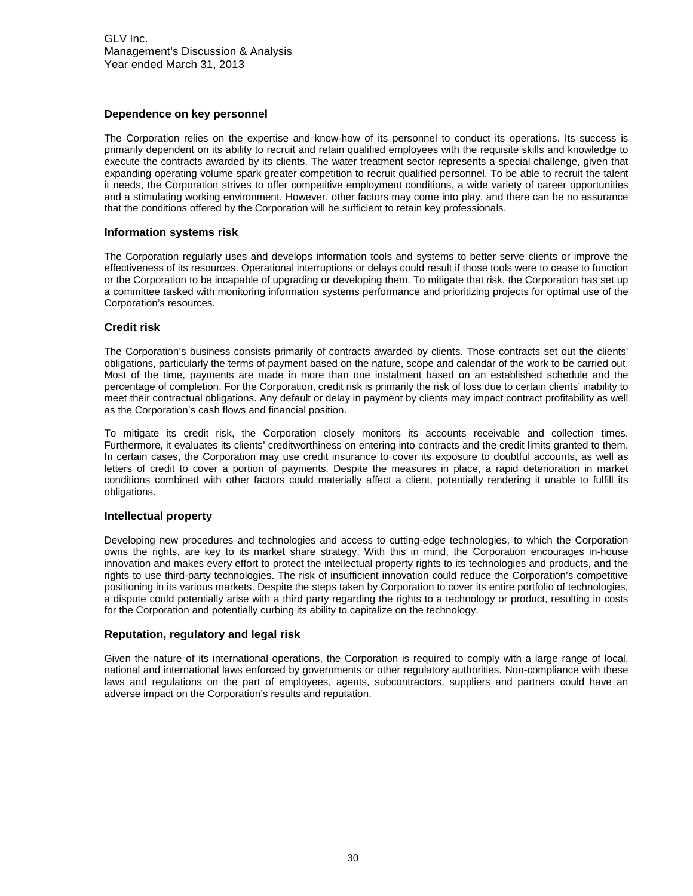### Dependence on key personnel

The Corporation relies on the expertise and know-how of its personnel to conduct its operations. Its success is primarily dependent on its ability to recruit and retain qualified employees with the requisite skills and knowledge to execute the contracts awarded by its clients. The water treatment sector represents a special challenge, given that expanding operating volume spark greater competition to recruit qualified personnel. To be able to recruit the talent it needs, the Corporation strives to offer competitive employment conditions, a wide variety of career opportunities and a stimulating working environment. However, other factors may come into play, and there can be no assurance that the conditions offered by the Corporation will be sufficient to retain key professionals.

### Information systems risk

The Corporation regularly uses and develops information tools and systems to better serve clients or improve the effectiveness of its resources. Operational interruptions or delays could result if those tools were to cease to function or the Corporation to be incapable of upgrading or developing them. To mitigate that risk, the Corporation has set up a committee tasked with monitoring information systems performance and prioritizing projects for optimal use of the Corporation's resources.

### Credit risk

The Corporation's business consists primarily of contracts awarded by clients. Those contracts set out the clients' obligations, particularly the terms of payment based on the nature, scope and calendar of the work to be carried out. Most of the time, payments are made in more than one instalment based on an established schedule and the percentage of completion. For the Corporation, credit risk is primarily the risk of loss due to certain clients' inability to meet their contractual obligations. Any default or delay in payment by clients may impact contract profitability as well as the Corporation's cash flows and financial position.

To mitigate its credit risk, the Corporation closely monitors its accounts receivable and collection times. Furthermore, it evaluates its clients' creditworthiness on entering into contracts and the credit limits granted to them. In certain cases, the Corporation may use credit insurance to cover its exposure to doubtful accounts, as well as letters of credit to cover a portion of payments. Despite the measures in place, a rapid deterioration in market conditions combined with other factors could materially affect a client, potentially rendering it unable to fulfill its obligations.

### Intellectual property

Developing new procedures and technologies and access to cutting-edge technologies, to which the Corporation owns the rights, are key to its market share strategy. With this in mind, the Corporation encourages in-house innovation and makes every effort to protect the intellectual property rights to its technologies and products, and the rights to use third-party technologies. The risk of insufficient innovation could reduce the Corporation's competitive positioning in its various markets. Despite the steps taken by Corporation to cover its entire portfolio of technologies, a dispute could potentially arise with a third party regarding the rights to a technology or product, resulting in costs for the Corporation and potentially curbing its ability to capitalize on the technology.

### Reputation, regulatory and legal risk

Given the nature of its international operations, the Corporation is required to comply with a large range of local, national and international laws enforced by governments or other regulatory authorities. Non-compliance with these laws and regulations on the part of employees, agents, subcontractors, suppliers and partners could have an adverse impact on the Corporation's results and reputation.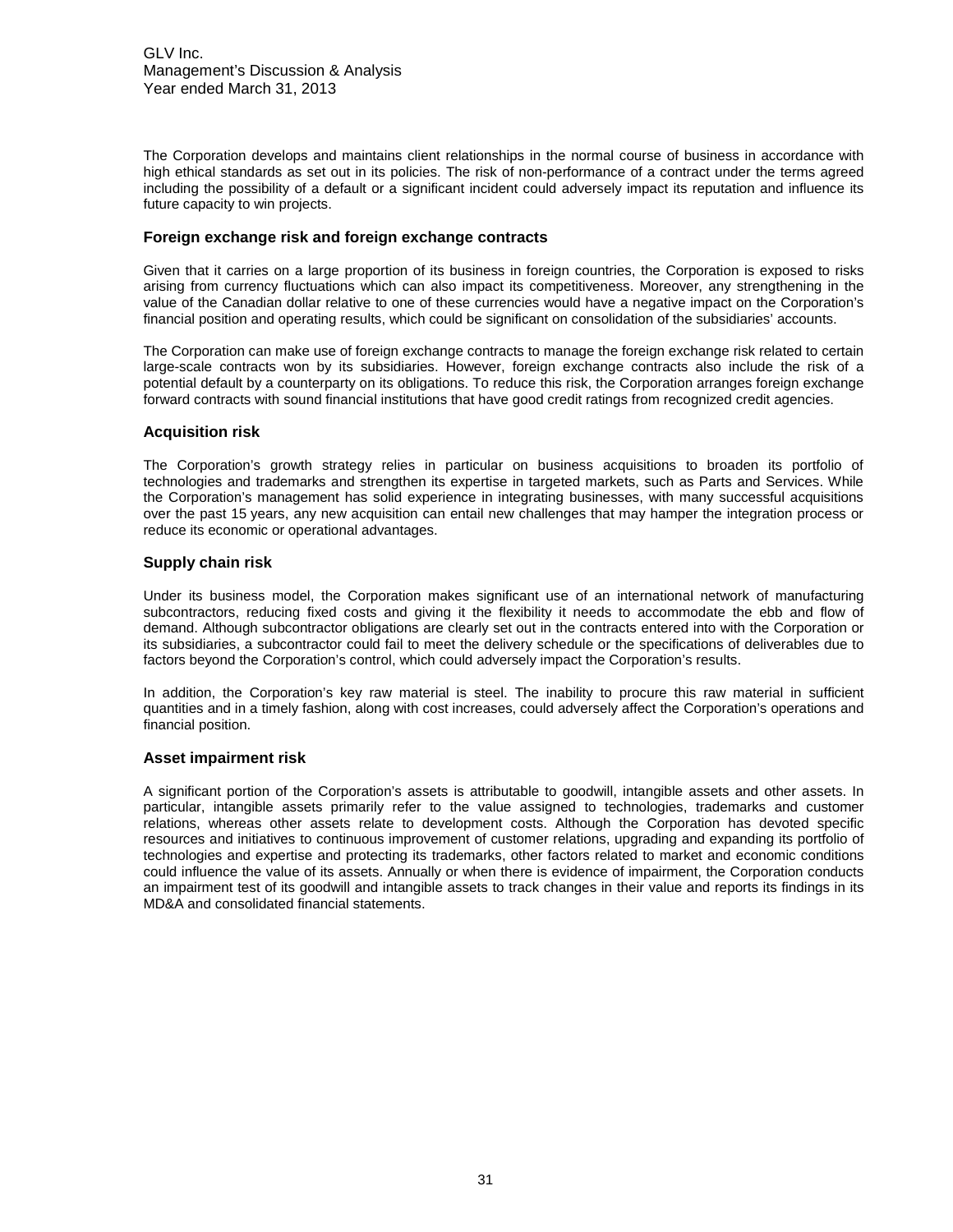The Corporation develops and maintains client relationships in the normal course of business in accordance with high ethical standards as set out in its policies. The risk of non-performance of a contract under the terms agreed including the possibility of a default or a significant incident could adversely impact its reputation and influence its future capacity to win projects.

### Foreign exchange risk and foreign exchange contracts

Given that it carries on a large proportion of its business in foreign countries, the Corporation is exposed to risks arising from currency fluctuations which can also impact its competitiveness. Moreover, any strengthening in the value of the Canadian dollar relative to one of these currencies would have a negative impact on the Corporation's financial position and operating results, which could be significant on consolidation of the subsidiaries' accounts.

The Corporation can make use of foreign exchange contracts to manage the foreign exchange risk related to certain large-scale contracts won by its subsidiaries. However, foreign exchange contracts also include the risk of a potential default by a counterparty on its obligations. To reduce this risk, the Corporation arranges foreign exchange forward contracts with sound financial institutions that have good credit ratings from recognized credit agencies.

### Acquisition risk

The Corporation's growth strategy relies in particular on business acquisitions to broaden its portfolio of technologies and trademarks and strengthen its expertise in targeted markets, such as Parts and Services. While the Corporation's management has solid experience in integrating businesses, with many successful acquisitions over the past 15 years, any new acquisition can entail new challenges that may hamper the integration process or reduce its economic or operational advantages.

### Supply chain risk

Under its business model, the Corporation makes significant use of an international network of manufacturing subcontractors, reducing fixed costs and giving it the flexibility it needs to accommodate the ebb and flow of demand. Although subcontractor obligations are clearly set out in the contracts entered into with the Corporation or its subsidiaries, a subcontractor could fail to meet the delivery schedule or the specifications of deliverables due to factors beyond the Corporation's control, which could adversely impact the Corporation's results.

In addition, the Corporation's key raw material is steel. The inability to procure this raw material in sufficient quantities and in a timely fashion, along with cost increases, could adversely affect the Corporation's operations and financial position.

### Asset impairment risk

A significant portion of the Corporation's assets is attributable to goodwill, intangible assets and other assets. In particular, intangible assets primarily refer to the value assigned to technologies, trademarks and customer relations, whereas other assets relate to development costs. Although the Corporation has devoted specific resources and initiatives to continuous improvement of customer relations, upgrading and expanding its portfolio of technologies and expertise and protecting its trademarks, other factors related to market and economic conditions could influence the value of its assets. Annually or when there is evidence of impairment, the Corporation conducts an impairment test of its goodwill and intangible assets to track changes in their value and reports its findings in its MD&A and consolidated financial statements.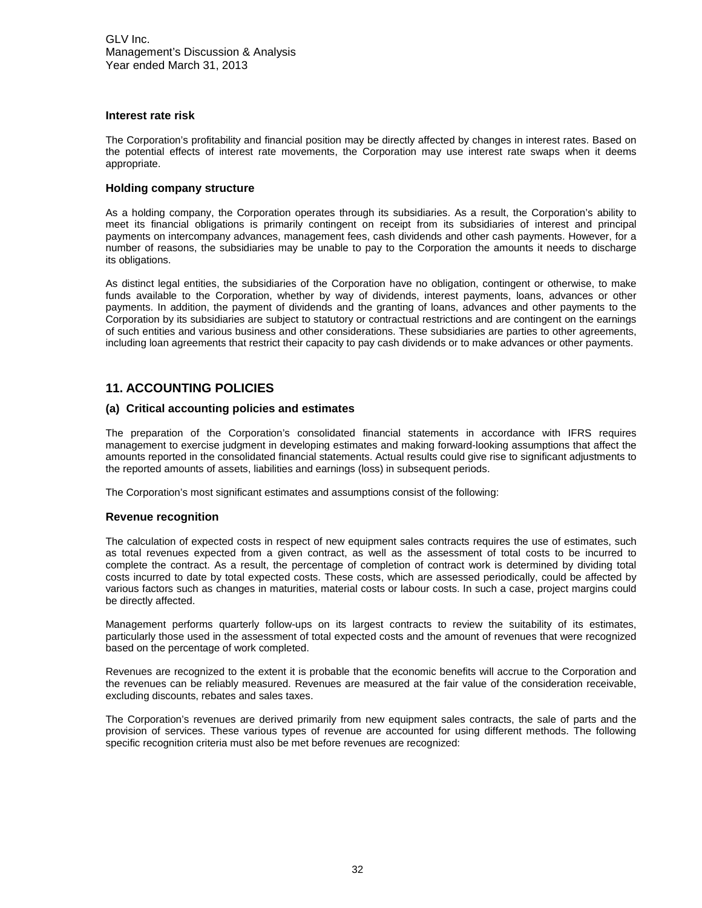### Interest rate risk

The Corporation's profitability and financial position may be directly affected by changes in interest rates. Based on the potential effects of interest rate movements, the Corporation may use interest rate swaps when it deems appropriate.

### Holding company structure

As a holding company, the Corporation operates through its subsidiaries. As a result, the Corporation's ability to meet its financial obligations is primarily contingent on receipt from its subsidiaries of interest and principal payments on intercompany advances, management fees, cash dividends and other cash payments. However, for a number of reasons, the subsidiaries may be unable to pay to the Corporation the amounts it needs to discharge its obligations.

As distinct legal entities, the subsidiaries of the Corporation have no obligation, contingent or otherwise, to make funds available to the Corporation, whether by way of dividends, interest payments, loans, advances or other payments. In addition, the payment of dividends and the granting of loans, advances and other payments to the Corporation by its subsidiaries are subject to statutory or contractual restrictions and are contingent on the earnings of such entities and various business and other considerations. These subsidiaries are parties to other agreements, including loan agreements that restrict their capacity to pay cash dividends or to make advances or other payments.

## 11. ACCOUNTING POLICIES

### (a) Critical accounting policies and estimates

The preparation of the Corporation's consolidated financial statements in accordance with IFRS requires management to exercise judgment in developing estimates and making forward-looking assumptions that affect the amounts reported in the consolidated financial statements. Actual results could give rise to significant adjustments to the reported amounts of assets, liabilities and earnings (loss) in subsequent periods.

The Corporation's most significant estimates and assumptions consist of the following:

### Revenue recognition

The calculation of expected costs in respect of new equipment sales contracts requires the use of estimates, such as total revenues expected from a given contract, as well as the assessment of total costs to be incurred to complete the contract. As a result, the percentage of completion of contract work is determined by dividing total costs incurred to date by total expected costs. These costs, which are assessed periodically, could be affected by various factors such as changes in maturities, material costs or labour costs. In such a case, project margins could be directly affected.

Management performs quarterly follow-ups on its largest contracts to review the suitability of its estimates, particularly those used in the assessment of total expected costs and the amount of revenues that were recognized based on the percentage of work completed.

Revenues are recognized to the extent it is probable that the economic benefits will accrue to the Corporation and the revenues can be reliably measured. Revenues are measured at the fair value of the consideration receivable, excluding discounts, rebates and sales taxes.

The Corporation's revenues are derived primarily from new equipment sales contracts, the sale of parts and the provision of services. These various types of revenue are accounted for using different methods. The following specific recognition criteria must also be met before revenues are recognized: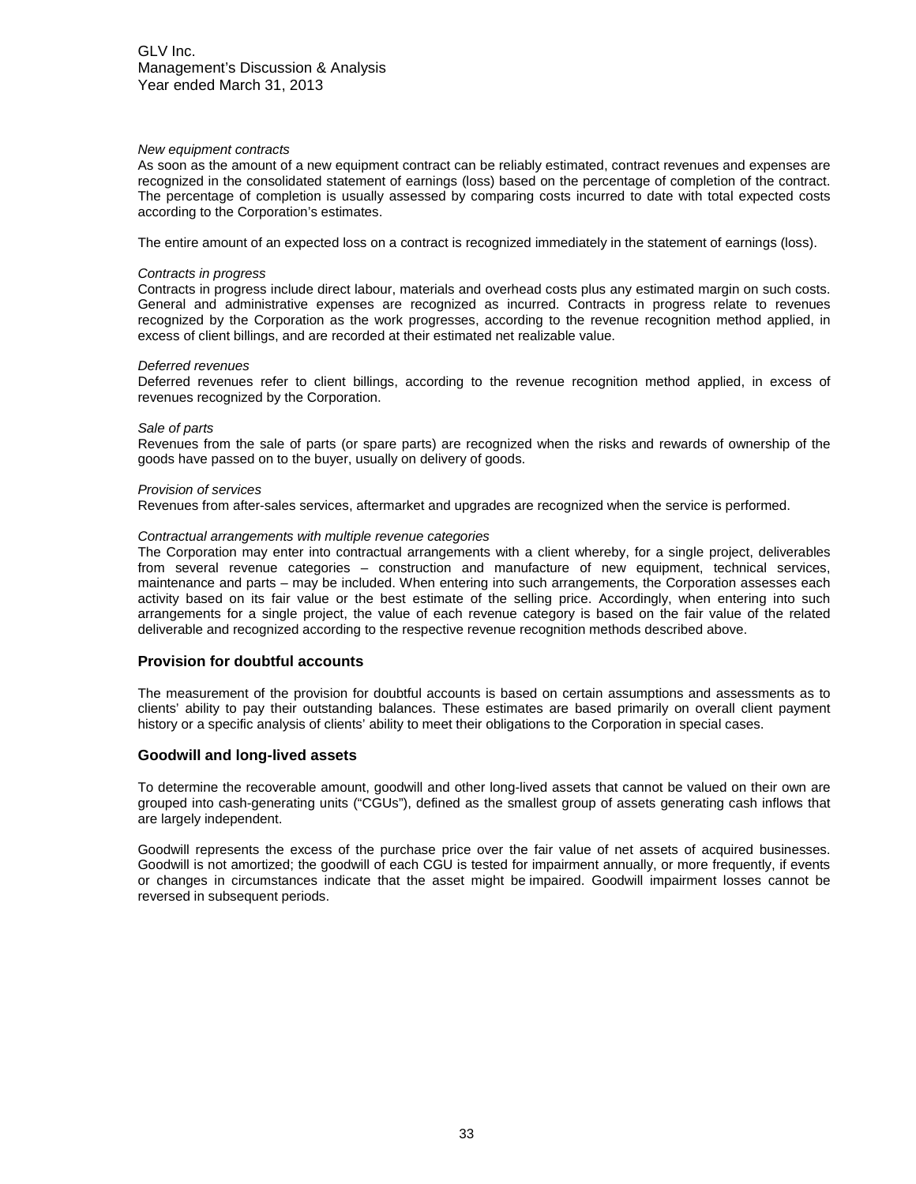*New equipment contracts*

As soon as the amount of a new equipment contract can be reliably estimated, contract revenues and expenses are recognized in the consolidated statement of earnings (loss) based on the percentage of completion of the contract. The percentage of completion is usually assessed by comparing costs incurred to date with total expected costs according to the Corporation's estimates.

The entire amount of an expected loss on a contract is recognized immediately in the statement of earnings (loss).

*Contracts in progress*

Contracts in progress include direct labour, materials and overhead costs plus any estimated margin on such costs. General and administrative expenses are recognized as incurred. Contracts in progress relate to revenues recognized by the Corporation as the work progresses, according to the revenue recognition method applied, in excess of client billings, and are recorded at their estimated net realizable value.

*Deferred revenues*

Deferred revenues refer to client billings, according to the revenue recognition method applied, in excess of revenues recognized by the Corporation.

*Sale of parts*

Revenues from the sale of parts (or spare parts) are recognized when the risks and rewards of ownership of the goods have passed on to the buyer, usually on delivery of goods.

*Provision of services*

Revenues from after-sales services, aftermarket and upgrades are recognized when the service is performed.

*Contractual arrangements with multiple revenue categories*

The Corporation may enter into contractual arrangements with a client whereby, for a single project, deliverables from several revenue categories – construction and manufacture of new equipment, technical services, maintenance and parts – may be included. When entering into such arrangements, the Corporation assesses each activity based on its fair value or the best estimate of the selling price. Accordingly, when entering into such arrangements for a single project, the value of each revenue category is based on the fair value of the related deliverable and recognized according to the respective revenue recognition methods described above.

## Provision for doubtful accounts

The measurement of the provision for doubtful accounts is based on certain assumptions and assessments as to clients' ability to pay their outstanding balances. These estimates are based primarily on overall client payment history or a specific analysis of clients' ability to meet their obligations to the Corporation in special cases.

## Goodwill and long-lived assets

To determine the recoverable amount, goodwill and other long-lived assets that cannot be valued on their own are grouped into cash-generating units ("CGUs"), defined as the smallest group of assets generating cash inflows that are largely independent.

Goodwill represents the excess of the purchase price over the fair value of net assets of acquired businesses. Goodwill is not amortized; the goodwill of each CGU is tested for impairment annually, or more frequently, if events or changes in circumstances indicate that the asset might be impaired. Goodwill impairment losses cannot be reversed in subsequent periods.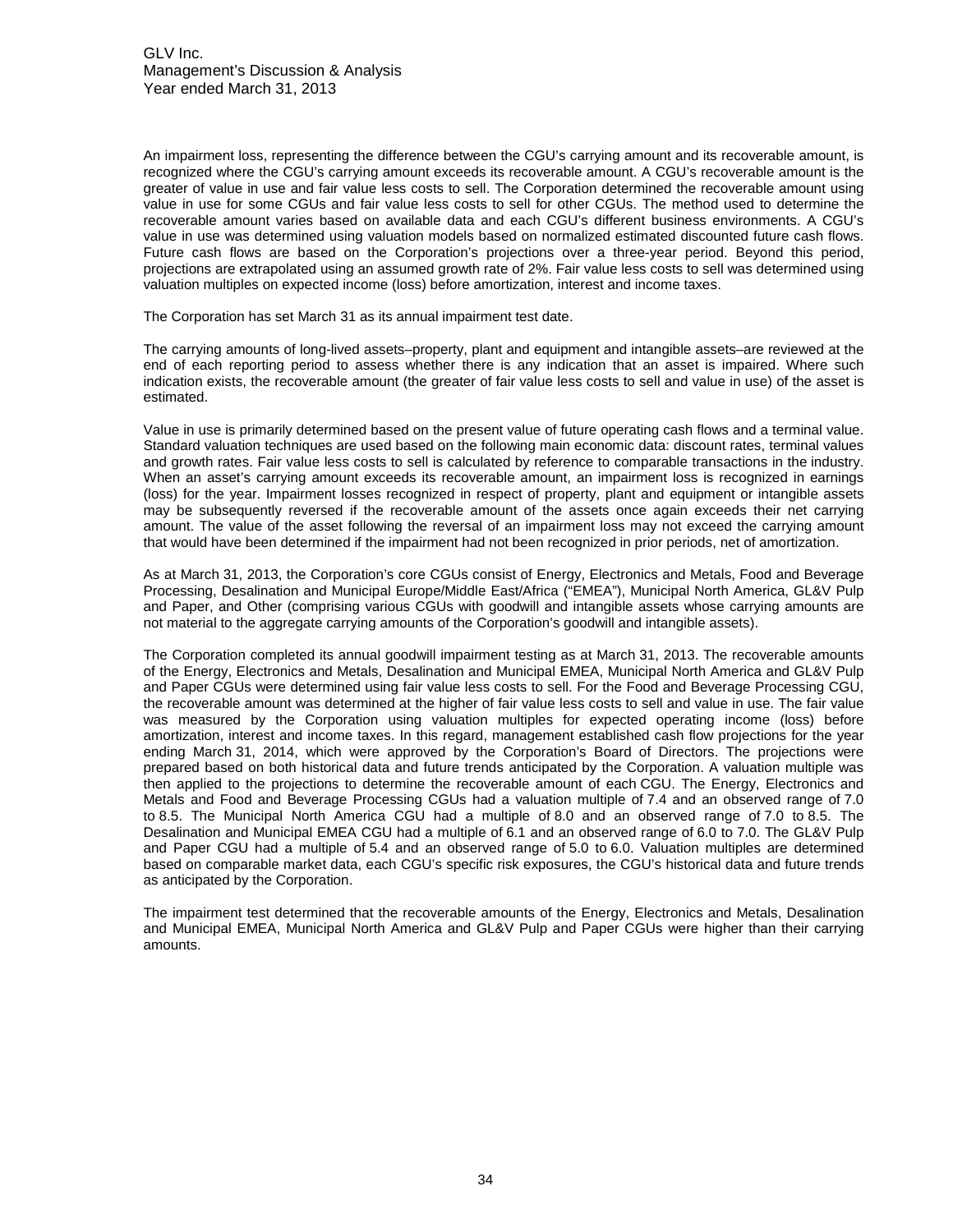An impairment loss, representing the difference between the CGU's carrying amount and its recoverable amount, is recognized where the CGU's carrying amount exceeds its recoverable amount. A CGU's recoverable amount is the greater of value in use and fair value less costs to sell. The Corporation determined the recoverable amount using value in use for some CGUs and fair value less costs to sell for other CGUs. The method used to determine the recoverable amount varies based on available data and each CGU's different business environments. A CGU's value in use was determined using valuation models based on normalized estimated discounted future cash flows. Future cash flows are based on the Corporation's projections over a three-year period. Beyond this period, projections are extrapolated using an assumed growth rate of 2%. Fair value less costs to sell was determined using valuation multiples on expected income (loss) before amortization, interest and income taxes.

The Corporation has set March 31 as its annual impairment test date.

The carrying amounts of long-lived assets–property, plant and equipment and intangible assets–are reviewed at the end of each reporting period to assess whether there is any indication that an asset is impaired. Where such indication exists, the recoverable amount (the greater of fair value less costs to sell and value in use) of the asset is estimated.

Value in use is primarily determined based on the present value of future operating cash flows and a terminal value. Standard valuation techniques are used based on the following main economic data: discount rates, terminal values and growth rates. Fair value less costs to sell is calculated by reference to comparable transactions in the industry. When an asset's carrying amount exceeds its recoverable amount, an impairment loss is recognized in earnings (loss) for the year. Impairment losses recognized in respect of property, plant and equipment or intangible assets may be subsequently reversed if the recoverable amount of the assets once again exceeds their net carrying amount. The value of the asset following the reversal of an impairment loss may not exceed the carrying amount that would have been determined if the impairment had not been recognized in prior periods, net of amortization.

As at March 31, 2013, the Corporation's core CGUs consist of Energy, Electronics and Metals, Food and Beverage Processing, Desalination and Municipal Europe/Middle East/Africa ("EMEA"), Municipal North America, GL&V Pulp and Paper, and Other (comprising various CGUs with goodwill and intangible assets whose carrying amounts are not material to the aggregate carrying amounts of the Corporation's goodwill and intangible assets).

The Corporation completed its annual goodwill impairment testing as at March 31, 2013. The recoverable amounts of the Energy, Electronics and Metals, Desalination and Municipal EMEA, Municipal North America and GL&V Pulp and Paper CGUs were determined using fair value less costs to sell. For the Food and Beverage Processing CGU, the recoverable amount was determined at the higher of fair value less costs to sell and value in use. The fair value was measured by the Corporation using valuation multiples for expected operating income (loss) before amortization, interest and income taxes. In this regard, management established cash flow projections for the year ending March 31, 2014, which were approved by the Corporation's Board of Directors. The projections were prepared based on both historical data and future trends anticipated by the Corporation. A valuation multiple was then applied to the projections to determine the recoverable amount of each CGU. The Energy, Electronics and Metals and Food and Beverage Processing CGUs had a valuation multiple of 7.4 and an observed range of 7.0 to 8.5. The Municipal North America CGU had a multiple of 8.0 and an observed range of 7.0 to 8.5. The Desalination and Municipal EMEA CGU had a multiple of 6.1 and an observed range of 6.0 to 7.0. The GL&V Pulp and Paper CGU had a multiple of 5.4 and an observed range of 5.0 to 6.0. Valuation multiples are determined based on comparable market data, each CGU's specific risk exposures, the CGU's historical data and future trends as anticipated by the Corporation.

The impairment test determined that the recoverable amounts of the Energy, Electronics and Metals, Desalination and Municipal EMEA, Municipal North America and GL&V Pulp and Paper CGUs were higher than their carrying amounts.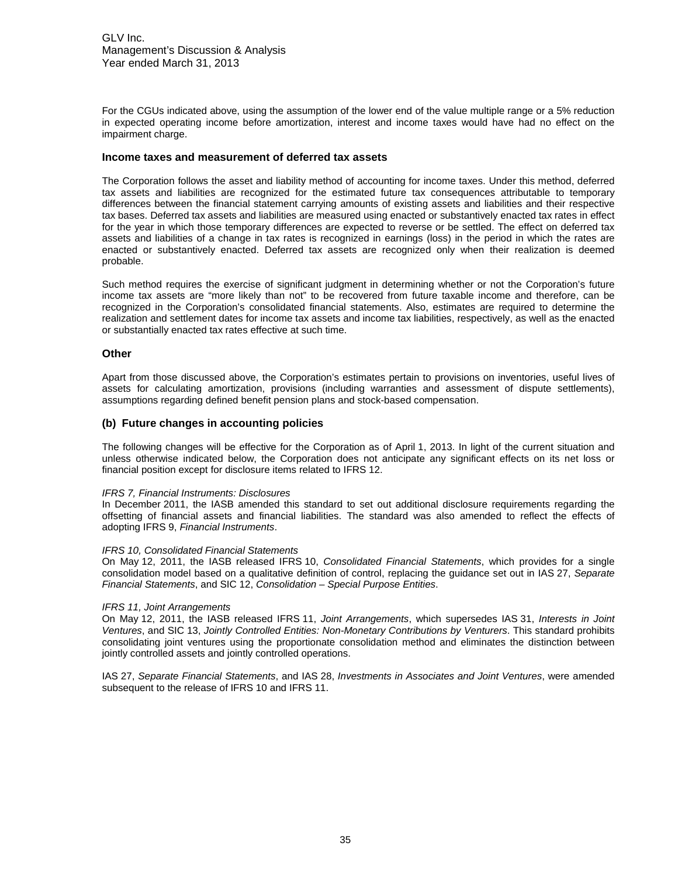For the CGUs indicated above, using the assumption of the lower end of the value multiple range or a 5% reduction in expected operating income before amortization, interest and income taxes would have had no effect on the impairment charge.

### Income taxes and measurement of deferred tax assets

The Corporation follows the asset and liability method of accounting for income taxes. Under this method, deferred tax assets and liabilities are recognized for the estimated future tax consequences attributable to temporary differences between the financial statement carrying amounts of existing assets and liabilities and their respective tax bases. Deferred tax assets and liabilities are measured using enacted or substantively enacted tax rates in effect for the year in which those temporary differences are expected to reverse or be settled. The effect on deferred tax assets and liabilities of a change in tax rates is recognized in earnings (loss) in the period in which the rates are enacted or substantively enacted. Deferred tax assets are recognized only when their realization is deemed probable.

Such method requires the exercise of significant judgment in determining whether or not the Corporation's future income tax assets are "more likely than not" to be recovered from future taxable income and therefore, can be recognized in the Corporation's consolidated financial statements. Also, estimates are required to determine the realization and settlement dates for income tax assets and income tax liabilities, respectively, as well as the enacted or substantially enacted tax rates effective at such time.

### Other

Apart from those discussed above, the Corporation's estimates pertain to provisions on inventories, useful lives of assets for calculating amortization, provisions (including warranties and assessment of dispute settlements), assumptions regarding defined benefit pension plans and stock-based compensation.

## (b) Future changes in accounting policies

The following changes will be effective for the Corporation as of April 1, 2013. In light of the current situation and unless otherwise indicated below, the Corporation does not anticipate any significant effects on its net loss or financial position except for disclosure items related to IFRS 12.

*IFRS 7, Financial Instruments: Disclosures*
In December 2011, the IASB amended this standard to set out additional disclosure requirements regarding the offsetting of financial assets and financial liabilities. The standard was also amended to reflect the effects of adopting IFRS 9, *Financial Instruments*.

*IFRS 10, Consolidated Financial Statements*
On May 12, 2011, the IASB released IFRS 10, *Consolidated Financial Statements*, which provides for a single consolidation model based on a qualitative definition of control, replacing the guidance set out in IAS 27, *Separate Financial Statements*, and SIC 12, *Consolidation – Special Purpose Entities*.

*IFRS 11, Joint Arrangements*
On May 12, 2011, the IASB released IFRS 11, *Joint Arrangements*, which supersedes IAS 31, *Interests in Joint Ventures*, and SIC 13, *Jointly Controlled Entities: Non-Monetary Contributions by Venturers*. This standard prohibits consolidating joint ventures using the proportionate consolidation method and eliminates the distinction between jointly controlled assets and jointly controlled operations.

IAS 27, *Separate Financial Statements*, and IAS 28, *Investments in Associates and Joint Ventures*, were amended subsequent to the release of IFRS 10 and IFRS 11.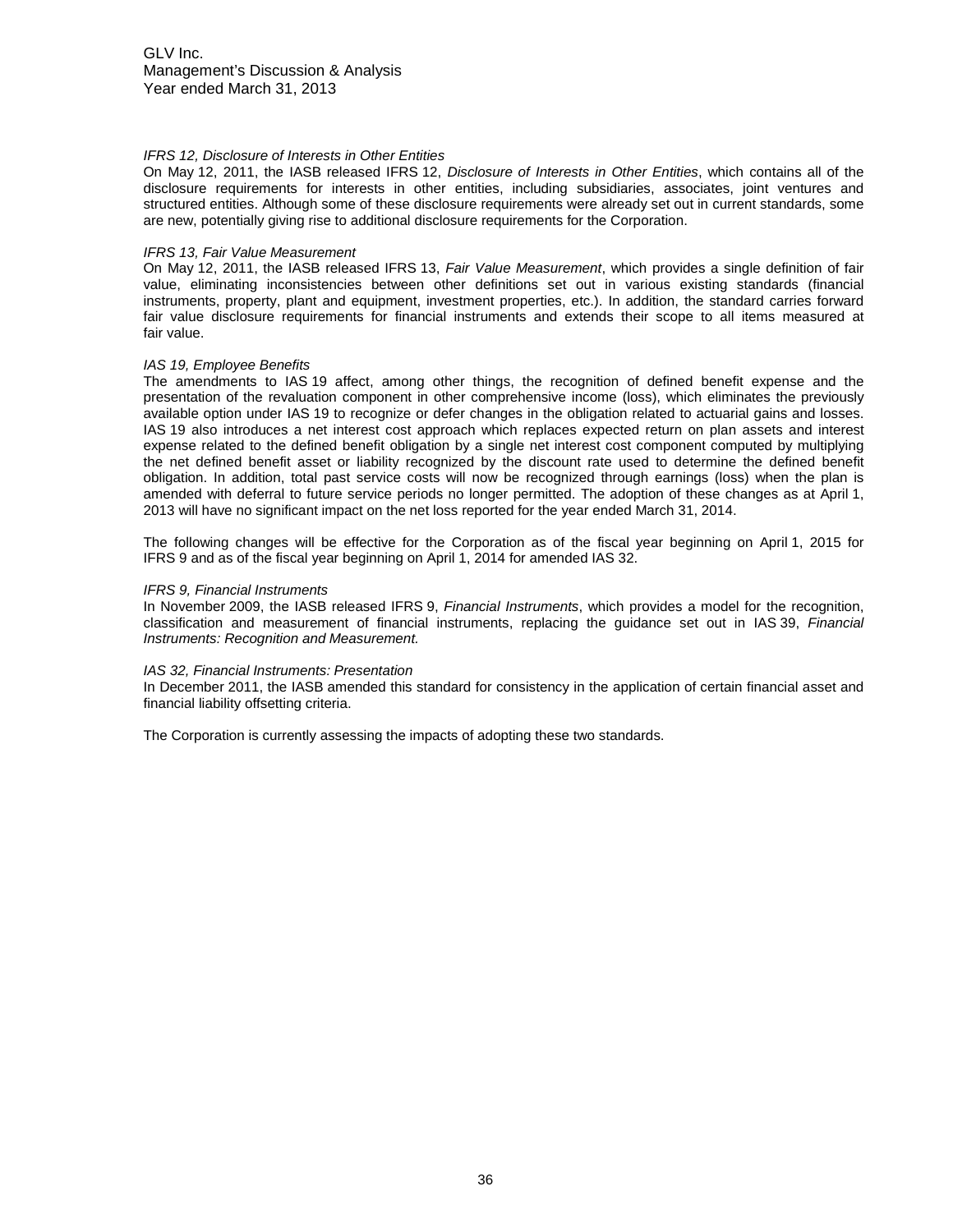*IFRS 12, Disclosure of Interests in Other Entities*
On May 12, 2011, the IASB released IFRS 12, *Disclosure of Interests in Other Entities*, which contains all of the disclosure requirements for interests in other entities, including subsidiaries, associates, joint ventures and structured entities. Although some of these disclosure requirements were already set out in current standards, some are new, potentially giving rise to additional disclosure requirements for the Corporation.

*IFRS 13, Fair Value Measurement*
On May 12, 2011, the IASB released IFRS 13, *Fair Value Measurement*, which provides a single definition of fair value, eliminating inconsistencies between other definitions set out in various existing standards (financial instruments, property, plant and equipment, investment properties, etc.). In addition, the standard carries forward fair value disclosure requirements for financial instruments and extends their scope to all items measured at fair value.

*IAS 19, Employee Benefits*
The amendments to IAS 19 affect, among other things, the recognition of defined benefit expense and the presentation of the revaluation component in other comprehensive income (loss), which eliminates the previously available option under IAS 19 to recognize or defer changes in the obligation related to actuarial gains and losses. IAS 19 also introduces a net interest cost approach which replaces expected return on plan assets and interest expense related to the defined benefit obligation by a single net interest cost component computed by multiplying the net defined benefit asset or liability recognized by the discount rate used to determine the defined benefit obligation. In addition, total past service costs will now be recognized through earnings (loss) when the plan is amended with deferral to future service periods no longer permitted. The adoption of these changes as at April 1, 2013 will have no significant impact on the net loss reported for the year ended March 31, 2014.

The following changes will be effective for the Corporation as of the fiscal year beginning on April 1, 2015 for IFRS 9 and as of the fiscal year beginning on April 1, 2014 for amended IAS 32.

*IFRS 9, Financial Instruments*
In November 2009, the IASB released IFRS 9, *Financial Instruments*, which provides a model for the recognition, classification and measurement of financial instruments, replacing the guidance set out in IAS 39, *Financial Instruments: Recognition and Measurement.*

*IAS 32, Financial Instruments: Presentation*
In December 2011, the IASB amended this standard for consistency in the application of certain financial asset and financial liability offsetting criteria.

The Corporation is currently assessing the impacts of adopting these two standards.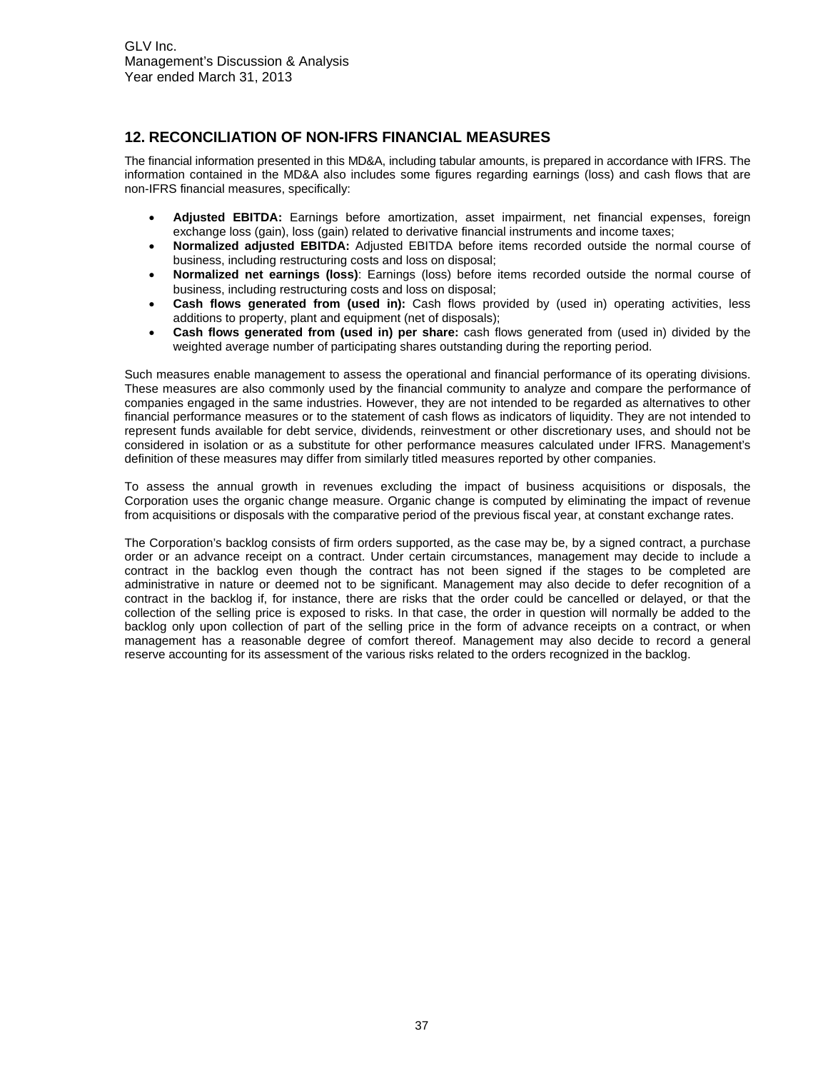## 12. RECONCILIATION OF NON-IFRS FINANCIAL MEASURES

The financial information presented in this MD&A, including tabular amounts, is prepared in accordance with IFRS. The information contained in the MD&A also includes some figures regarding earnings (loss) and cash flows that are non-IFRS financial measures, specifically:

- **Adjusted EBITDA:** Earnings before amortization, asset impairment, net financial expenses, foreign exchange loss (gain), loss (gain) related to derivative financial instruments and income taxes;
- **Normalized adjusted EBITDA:** Adjusted EBITDA before items recorded outside the normal course of business, including restructuring costs and loss on disposal;
- **Normalized net earnings (loss)**: Earnings (loss) before items recorded outside the normal course of business, including restructuring costs and loss on disposal;
- **Cash flows generated from (used in):** Cash flows provided by (used in) operating activities, less additions to property, plant and equipment (net of disposals);
- **Cash flows generated from (used in) per share:** cash flows generated from (used in) divided by the weighted average number of participating shares outstanding during the reporting period.

Such measures enable management to assess the operational and financial performance of its operating divisions. These measures are also commonly used by the financial community to analyze and compare the performance of companies engaged in the same industries. However, they are not intended to be regarded as alternatives to other financial performance measures or to the statement of cash flows as indicators of liquidity. They are not intended to represent funds available for debt service, dividends, reinvestment or other discretionary uses, and should not be considered in isolation or as a substitute for other performance measures calculated under IFRS. Management's definition of these measures may differ from similarly titled measures reported by other companies.

To assess the annual growth in revenues excluding the impact of business acquisitions or disposals, the Corporation uses the organic change measure. Organic change is computed by eliminating the impact of revenue from acquisitions or disposals with the comparative period of the previous fiscal year, at constant exchange rates.

The Corporation's backlog consists of firm orders supported, as the case may be, by a signed contract, a purchase order or an advance receipt on a contract. Under certain circumstances, management may decide to include a contract in the backlog even though the contract has not been signed if the stages to be completed are administrative in nature or deemed not to be significant. Management may also decide to defer recognition of a contract in the backlog if, for instance, there are risks that the order could be cancelled or delayed, or that the collection of the selling price is exposed to risks. In that case, the order in question will normally be added to the backlog only upon collection of part of the selling price in the form of advance receipts on a contract, or when management has a reasonable degree of comfort thereof. Management may also decide to record a general reserve accounting for its assessment of the various risks related to the orders recognized in the backlog.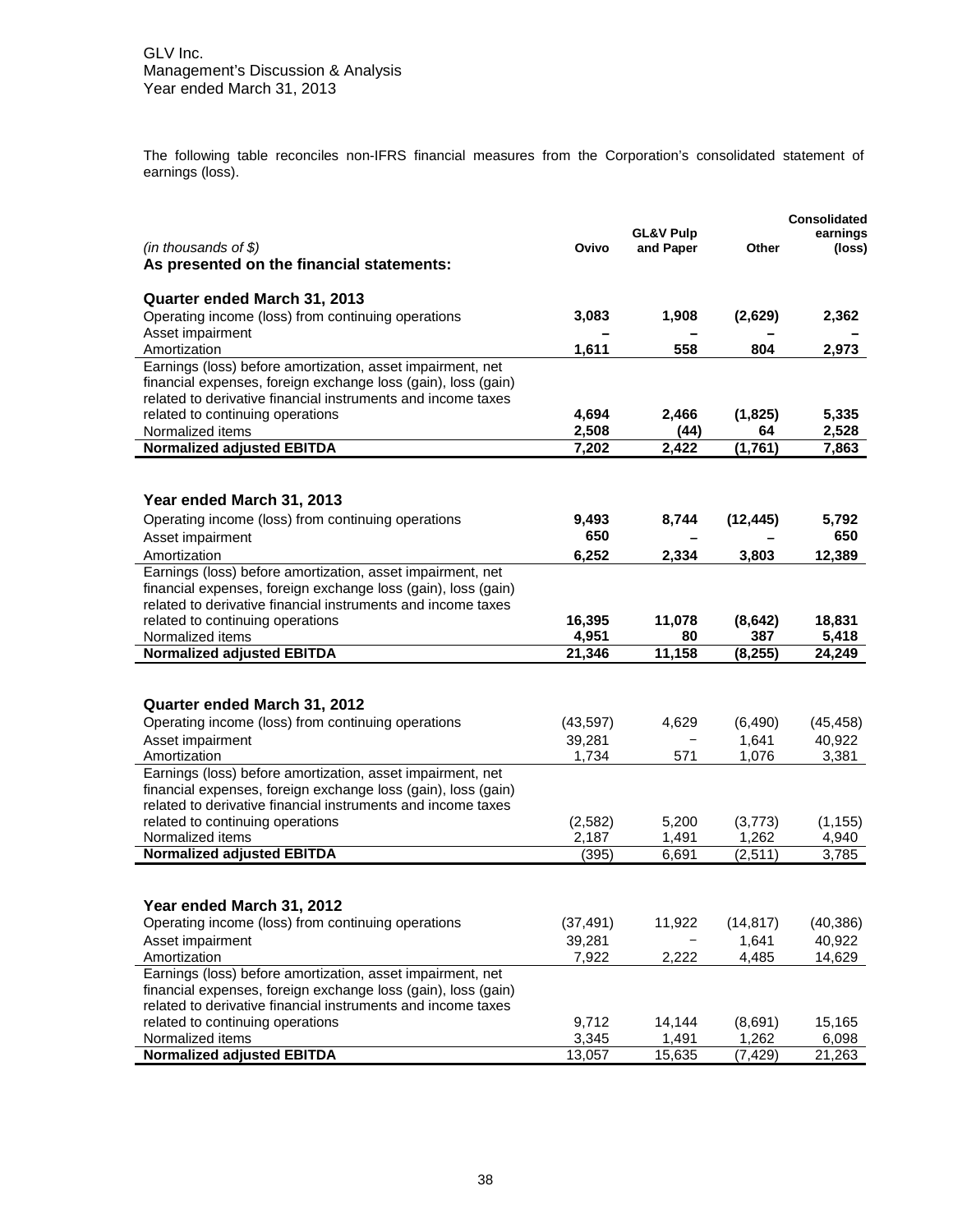GLV Inc.
Management's Discussion & Analysis
Year ended March 31, 2013

The following table reconciles non-IFRS financial measures from the Corporation's consolidated statement of earnings (loss).

| *(in thousands of $)* | Ovivo | GL&V Pulp and Paper | Other | Consolidated earnings (loss) |
|---|---|---|---|---|
| **As presented on the financial statements:** | | | | |
| **Quarter ended March 31, 2013** | | | | |
| Operating income (loss) from continuing operations | **3,083** | **1,908** | **(2,629)** | **2,362** |
| Asset impairment | **–** | **–** | **–** | **–** |
| Amortization | **1,611** | **558** | **804** | **2,973** |
| Earnings (loss) before amortization, asset impairment, net financial expenses, foreign exchange loss (gain), loss (gain) related to derivative financial instruments and income taxes related to continuing operations | **4,694** | **2,466** | **(1,825)** | **5,335** |
| Normalized items | **2,508** | **(44)** | **64** | **2,528** |
| **Normalized adjusted EBITDA** | **7,202** | **2,422** | **(1,761)** | **7,863** |
| **Year ended March 31, 2013** | | | | |
| Operating income (loss) from continuing operations | **9,493** | **8,744** | **(12,445)** | **5,792** |
| Asset impairment | **650** | **–** | **–** | **650** |
| Amortization | **6,252** | **2,334** | **3,803** | **12,389** |
| Earnings (loss) before amortization, asset impairment, net financial expenses, foreign exchange loss (gain), loss (gain) related to derivative financial instruments and income taxes related to continuing operations | **16,395** | **11,078** | **(8,642)** | **18,831** |
| Normalized items | **4,951** | **80** | **387** | **5,418** |
| **Normalized adjusted EBITDA** | **21,346** | **11,158** | **(8,255)** | **24,249** |
| **Quarter ended March 31, 2012** | | | | |
| Operating income (loss) from continuing operations | (43,597) | 4,629 | (6,490) | (45,458) |
| Asset impairment | 39,281 | – | 1,641 | 40,922 |
| Amortization | 1,734 | 571 | 1,076 | 3,381 |
| Earnings (loss) before amortization, asset impairment, net financial expenses, foreign exchange loss (gain), loss (gain) related to derivative financial instruments and income taxes related to continuing operations | (2,582) | 5,200 | (3,773) | (1,155) |
| Normalized items | 2,187 | 1,491 | 1,262 | 4,940 |
| **Normalized adjusted EBITDA** | (395) | 6,691 | (2,511) | 3,785 |
| **Year ended March 31, 2012** | | | | |
| Operating income (loss) from continuing operations | (37,491) | 11,922 | (14,817) | (40,386) |
| Asset impairment | 39,281 | – | 1,641 | 40,922 |
| Amortization | 7,922 | 2,222 | 4,485 | 14,629 |
| Earnings (loss) before amortization, asset impairment, net financial expenses, foreign exchange loss (gain), loss (gain) related to derivative financial instruments and income taxes related to continuing operations | 9,712 | 14,144 | (8,691) | 15,165 |
| Normalized items | 3,345 | 1,491 | 1,262 | 6,098 |
| **Normalized adjusted EBITDA** | 13,057 | 15,635 | (7,429) | 21,263 |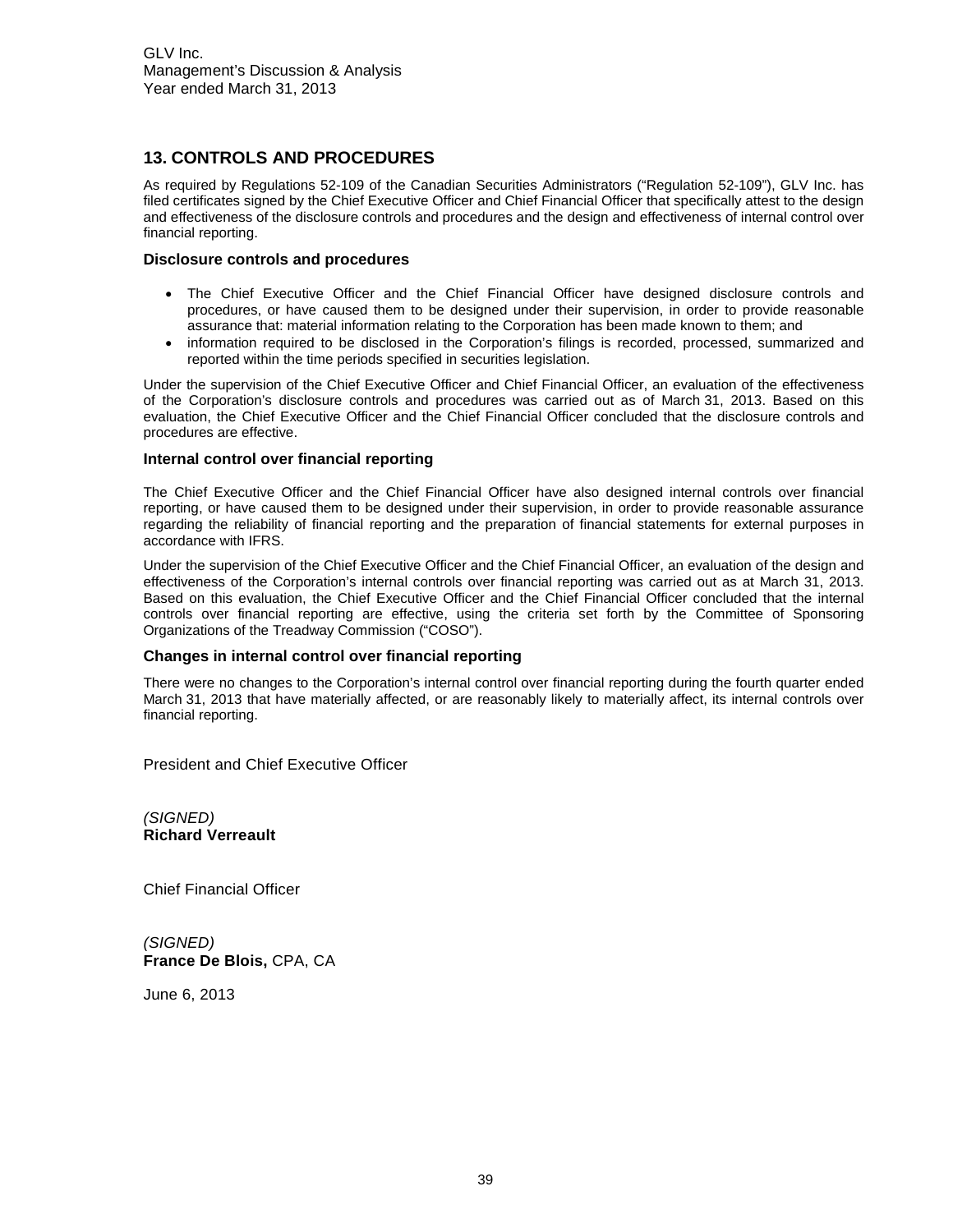## 13. CONTROLS AND PROCEDURES

As required by Regulations 52-109 of the Canadian Securities Administrators ("Regulation 52-109"), GLV Inc. has filed certificates signed by the Chief Executive Officer and Chief Financial Officer that specifically attest to the design and effectiveness of the disclosure controls and procedures and the design and effectiveness of internal control over financial reporting.

### Disclosure controls and procedures

- The Chief Executive Officer and the Chief Financial Officer have designed disclosure controls and procedures, or have caused them to be designed under their supervision, in order to provide reasonable assurance that: material information relating to the Corporation has been made known to them; and
- information required to be disclosed in the Corporation's filings is recorded, processed, summarized and reported within the time periods specified in securities legislation.

Under the supervision of the Chief Executive Officer and Chief Financial Officer, an evaluation of the effectiveness of the Corporation's disclosure controls and procedures was carried out as of March 31, 2013. Based on this evaluation, the Chief Executive Officer and the Chief Financial Officer concluded that the disclosure controls and procedures are effective.

### Internal control over financial reporting

The Chief Executive Officer and the Chief Financial Officer have also designed internal controls over financial reporting, or have caused them to be designed under their supervision, in order to provide reasonable assurance regarding the reliability of financial reporting and the preparation of financial statements for external purposes in accordance with IFRS.

Under the supervision of the Chief Executive Officer and the Chief Financial Officer, an evaluation of the design and effectiveness of the Corporation's internal controls over financial reporting was carried out as at March 31, 2013. Based on this evaluation, the Chief Executive Officer and the Chief Financial Officer concluded that the internal controls over financial reporting are effective, using the criteria set forth by the Committee of Sponsoring Organizations of the Treadway Commission ("COSO").

### Changes in internal control over financial reporting

There were no changes to the Corporation's internal control over financial reporting during the fourth quarter ended March 31, 2013 that have materially affected, or are reasonably likely to materially affect, its internal controls over financial reporting.

President and Chief Executive Officer

*(SIGNED)*
**Richard Verreault**

Chief Financial Officer

*(SIGNED)*
**France De Blois,** CPA, CA

June 6, 2013